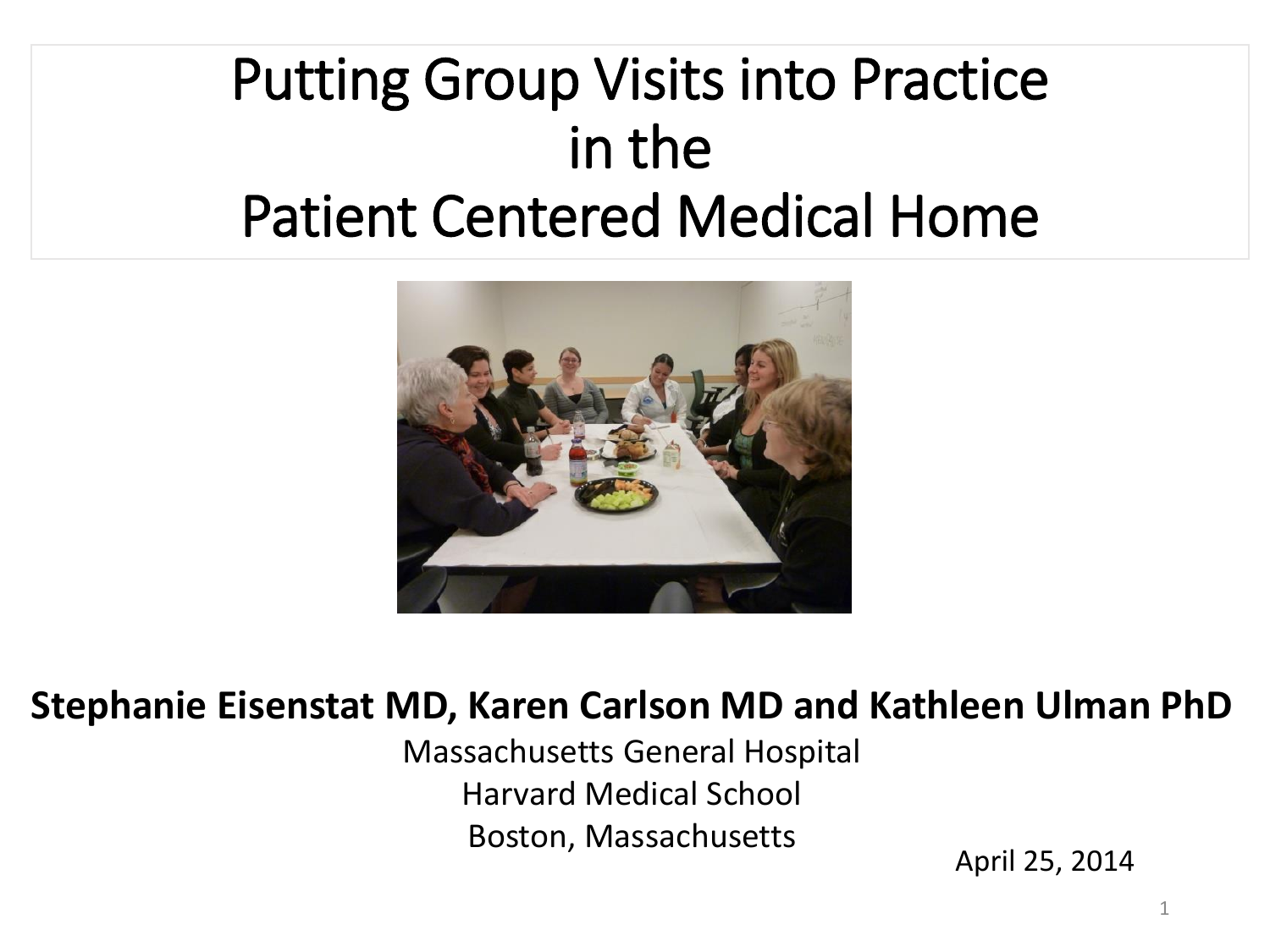# Putting Group Visits into Practice in the Patient Centered Medical Home

**Stephanie Eisenstat MD, Karen Carlson MD and Kathleen Ulman PhD**

Massachusetts General Hospital

Harvard Medical School

Boston, Massachusetts

April 25, 2014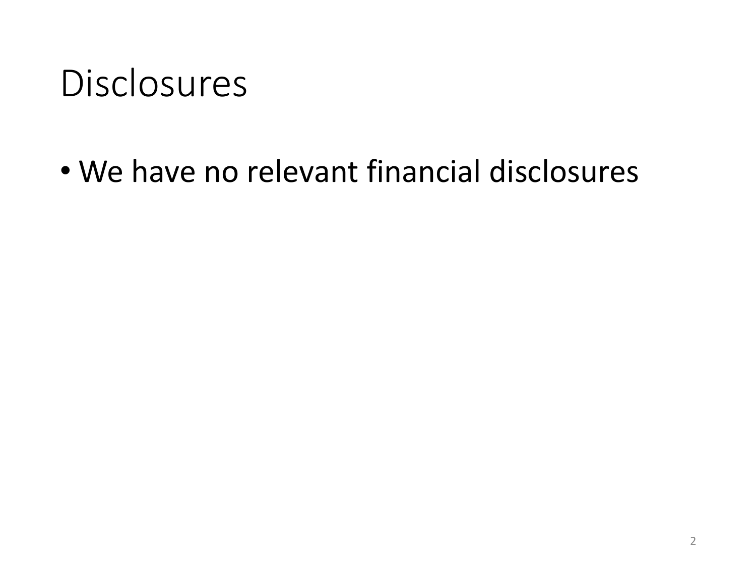# Disclosures

- We have no relevant financial disclosures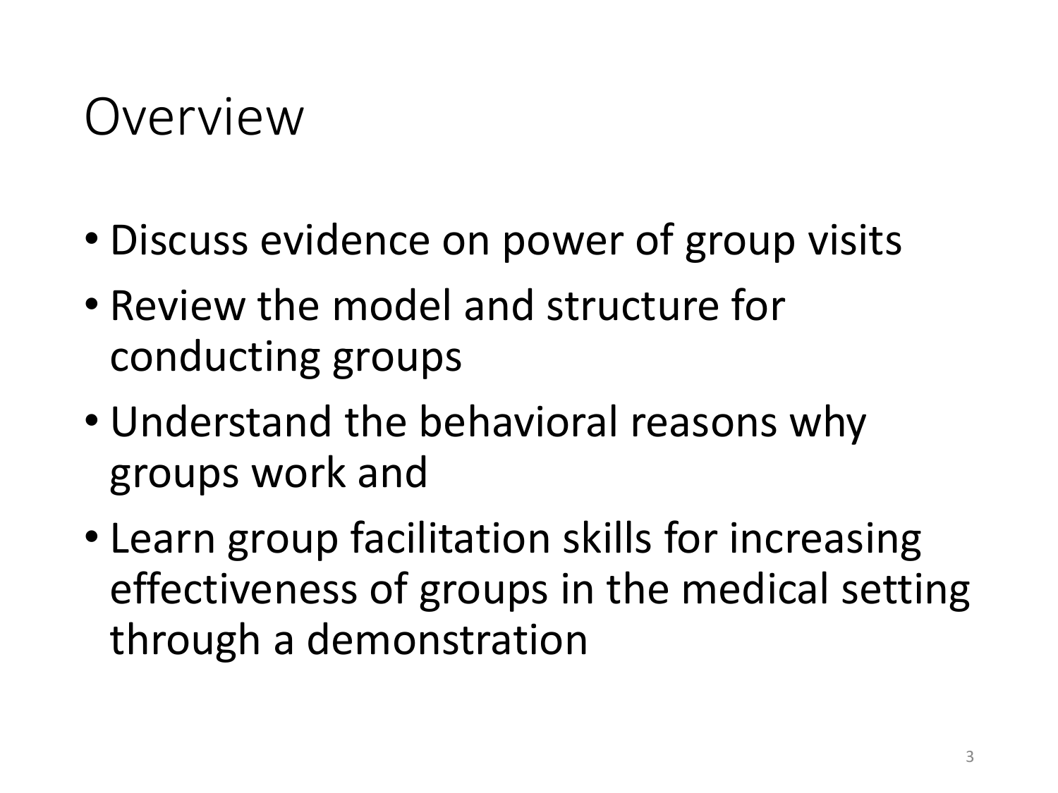# Overview

- Discuss evidence on power of group visits
- Review the model and structure for conducting groups
- Understand the behavioral reasons why groups work and
- Learn group facilitation skills for increasing effectiveness of groups in the medical setting through a demonstration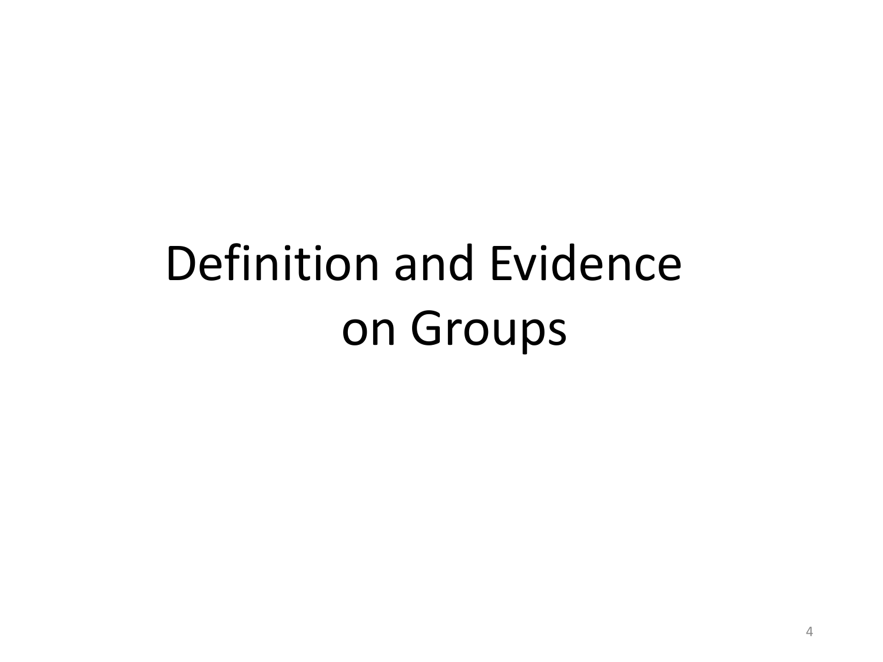# Definition and Evidence on Groups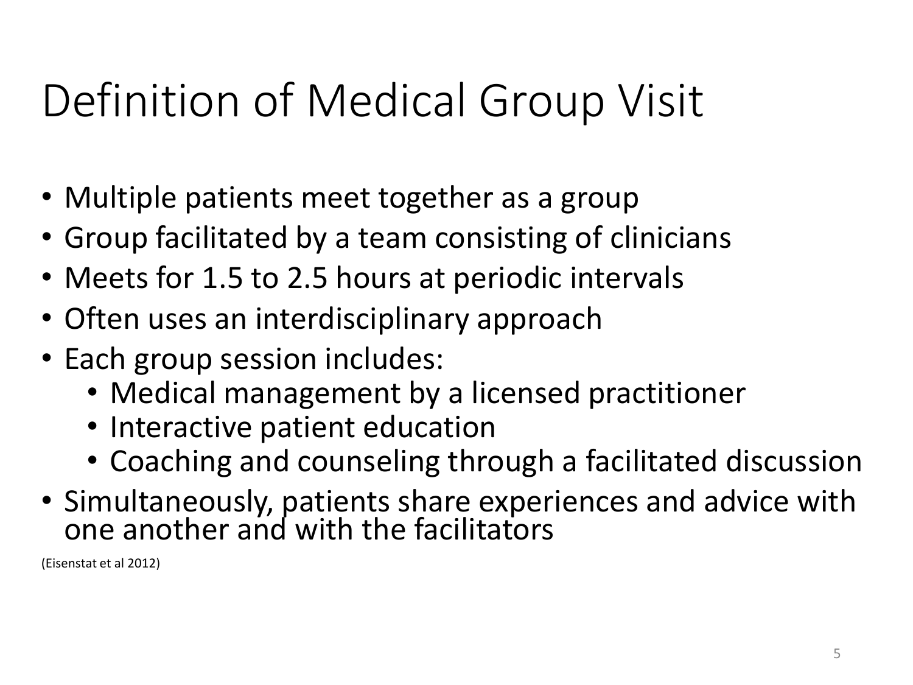# Definition of Medical Group Visit

- Multiple patients meet together as a group
- Group facilitated by a team consisting of clinicians
- Meets for 1.5 to 2.5 hours at periodic intervals
- Often uses an interdisciplinary approach
- Each group session includes:
  - Medical management by a licensed practitioner
  - Interactive patient education
  - Coaching and counseling through a facilitated discussion
- Simultaneously, patients share experiences and advice with one another and with the facilitators

(Eisenstat et al 2012)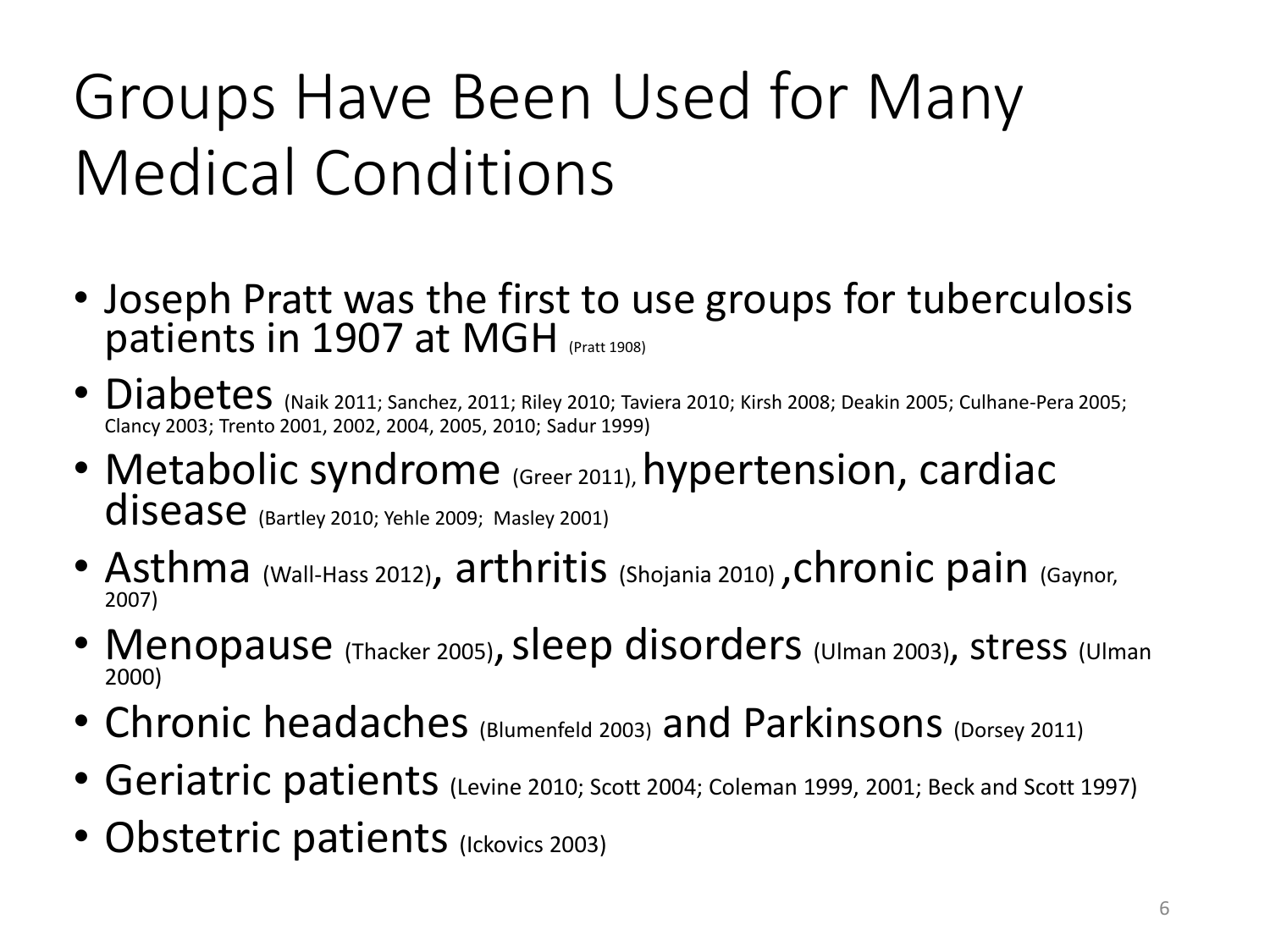# Groups Have Been Used for Many Medical Conditions

- Joseph Pratt was the first to use groups for tuberculosis patients in 1907 at MGH (Pratt 1908)
- Diabetes (Naik 2011; Sanchez, 2011; Riley 2010; Taviera 2010; Kirsh 2008; Deakin 2005; Culhane-Pera 2005; Clancy 2003; Trento 2001, 2002, 2004, 2005, 2010; Sadur 1999)
- Metabolic syndrome (Greer 2011), hypertension, cardiac disease (Bartley 2010; Yehle 2009; Masley 2001)
- Asthma (Wall-Hass 2012), arthritis (Shojania 2010) ,chronic pain (Gaynor, 2007)
- Menopause (Thacker 2005), sleep disorders (Ulman 2003), stress (Ulman 2000)
- Chronic headaches (Blumenfeld 2003) and Parkinsons (Dorsey 2011)
- Geriatric patients (Levine 2010; Scott 2004; Coleman 1999, 2001; Beck and Scott 1997)
- Obstetric patients (Ickovics 2003)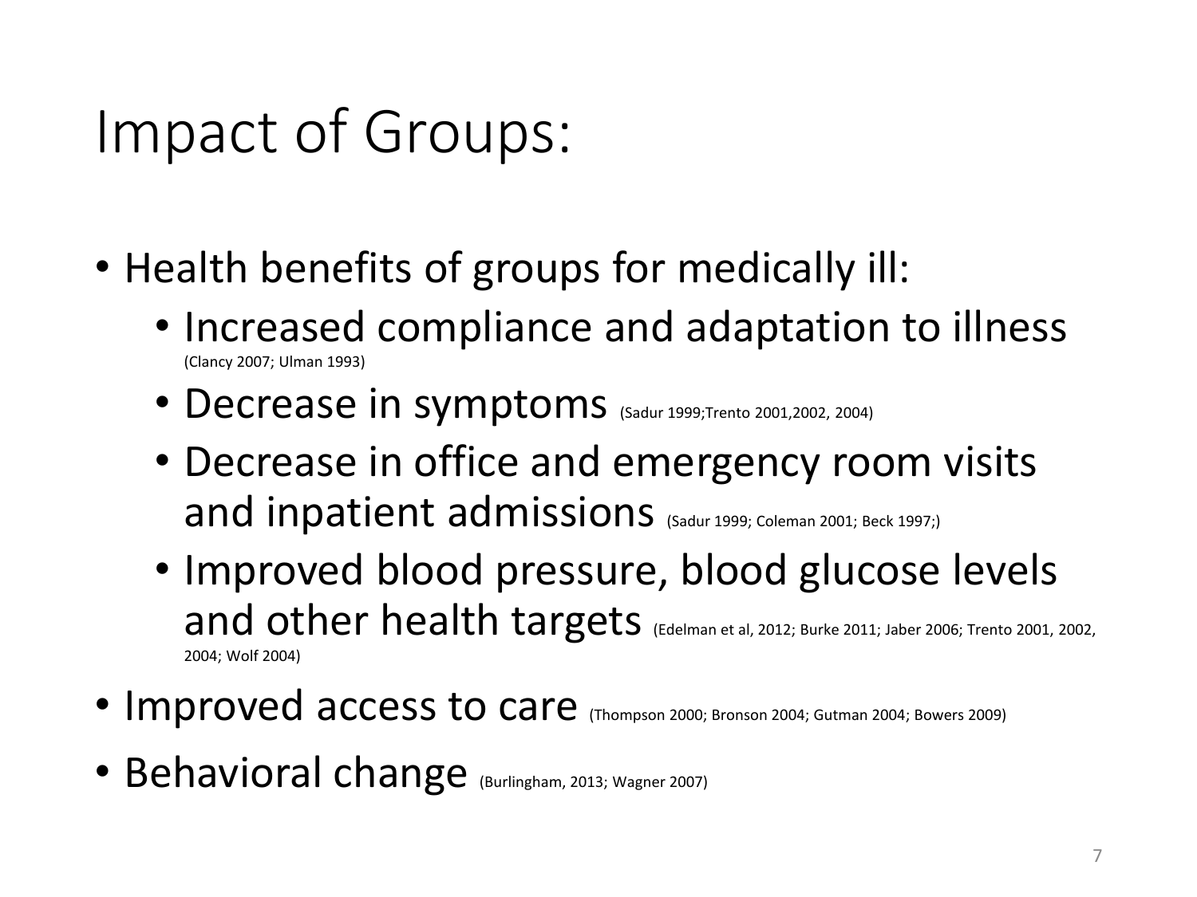# Impact of Groups:

- Health benefits of groups for medically ill:
  - Increased compliance and adaptation to illness (Clancy 2007; Ulman 1993)
  - Decrease in symptoms (Sadur 1999;Trento 2001,2002, 2004)
  - Decrease in office and emergency room visits and inpatient admissions (Sadur 1999; Coleman 2001; Beck 1997;)
  - Improved blood pressure, blood glucose levels and other health targets (Edelman et al, 2012; Burke 2011; Jaber 2006; Trento 2001, 2002, 2004; Wolf 2004)
- Improved access to care (Thompson 2000; Bronson 2004; Gutman 2004; Bowers 2009)
- Behavioral change (Burlingham, 2013; Wagner 2007)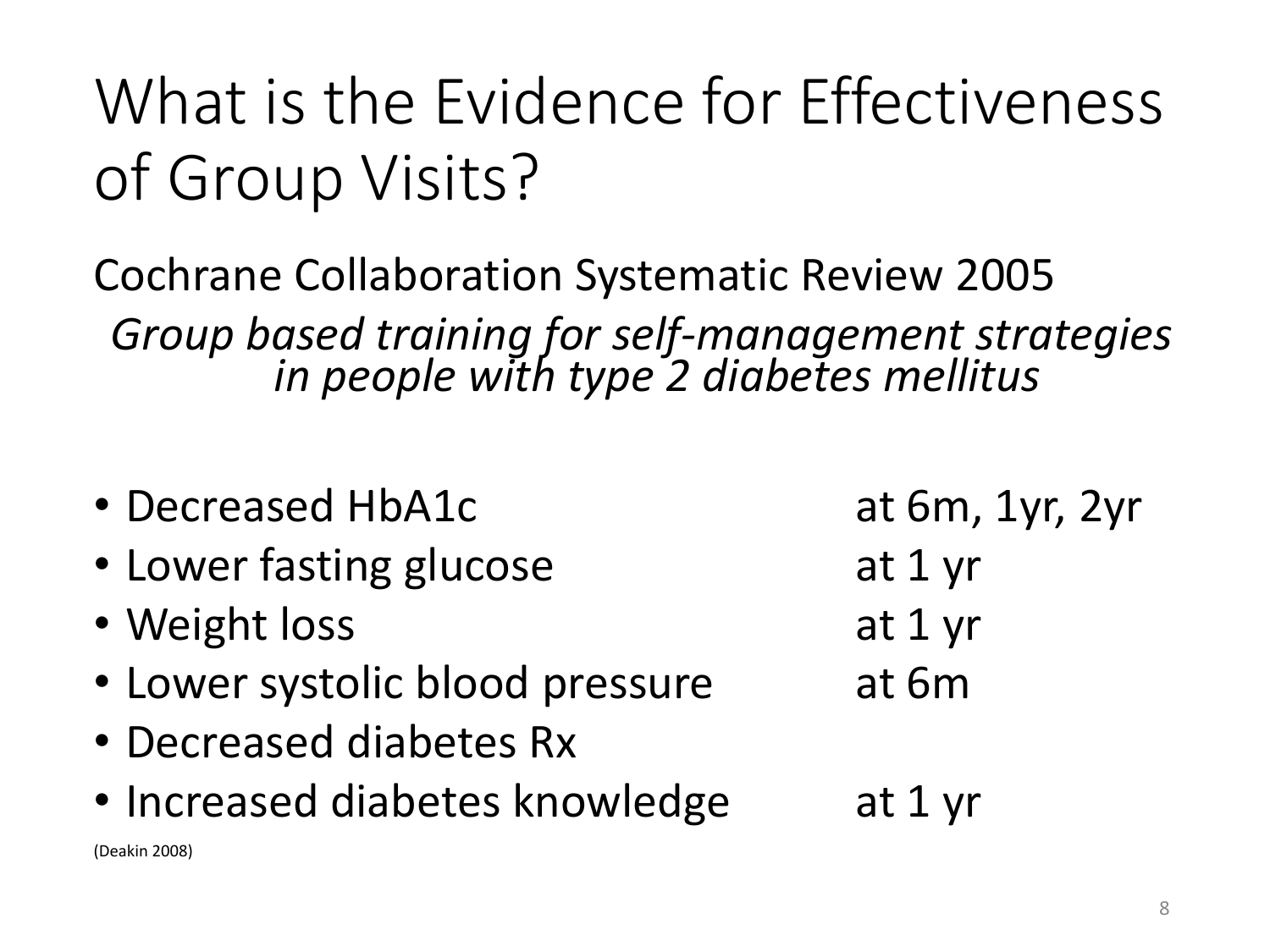# What is the Evidence for Effectiveness of Group Visits?

Cochrane Collaboration Systematic Review 2005

*Group based training for self-management strategies in people with type 2 diabetes mellitus*

| | |
|---|---|
| • Decreased HbA1c | at 6m, 1yr, 2yr |
| • Lower fasting glucose | at 1 yr |
| • Weight loss | at 1 yr |
| • Lower systolic blood pressure | at 6m |
| • Decreased diabetes Rx | |
| • Increased diabetes knowledge | at 1 yr |

(Deakin 2008)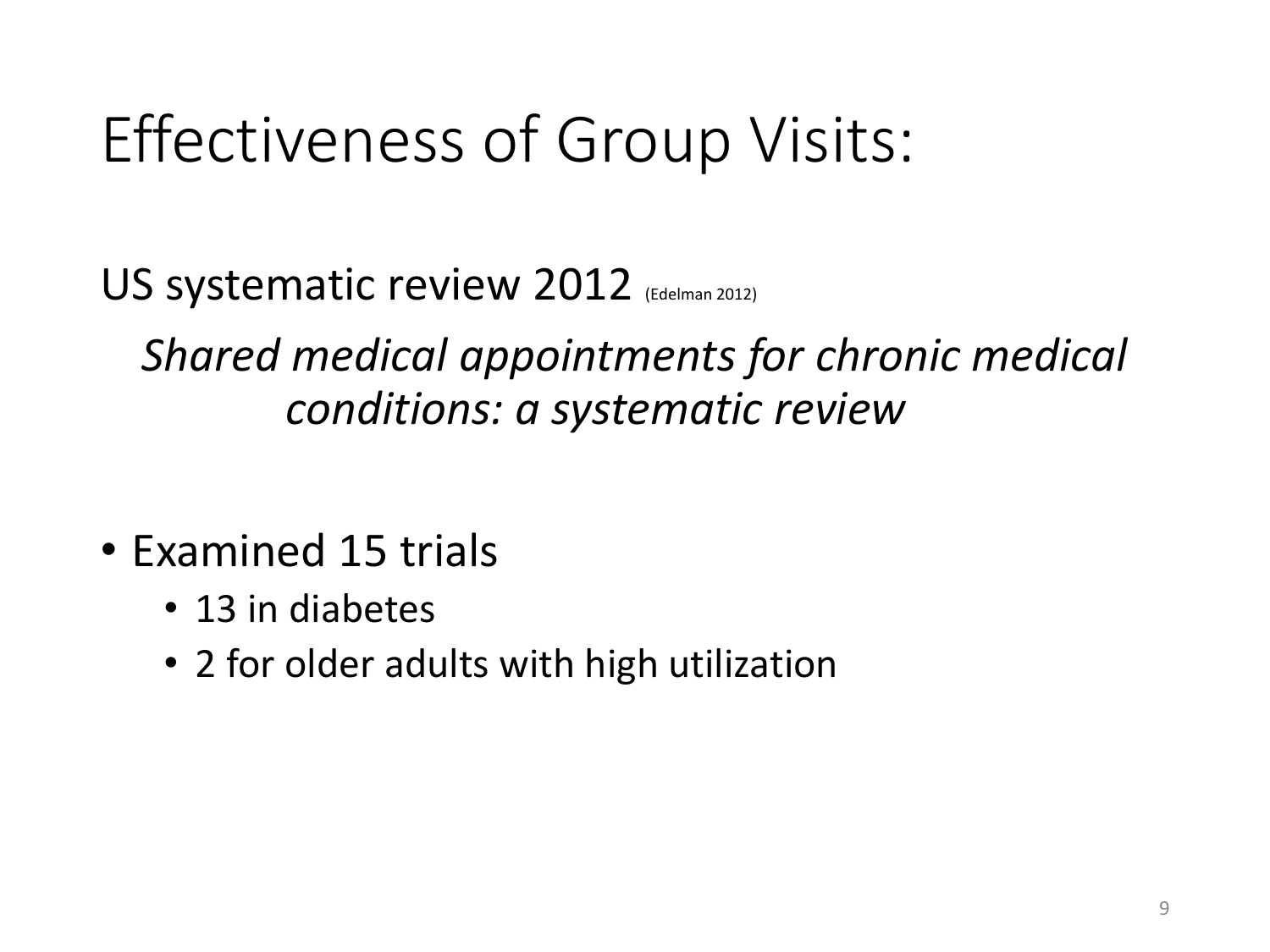# Effectiveness of Group Visits:

US systematic review 2012 (Edelman 2012)

*Shared medical appointments for chronic medical conditions: a systematic review*

- Examined 15 trials
  - 13 in diabetes
  - 2 for older adults with high utilization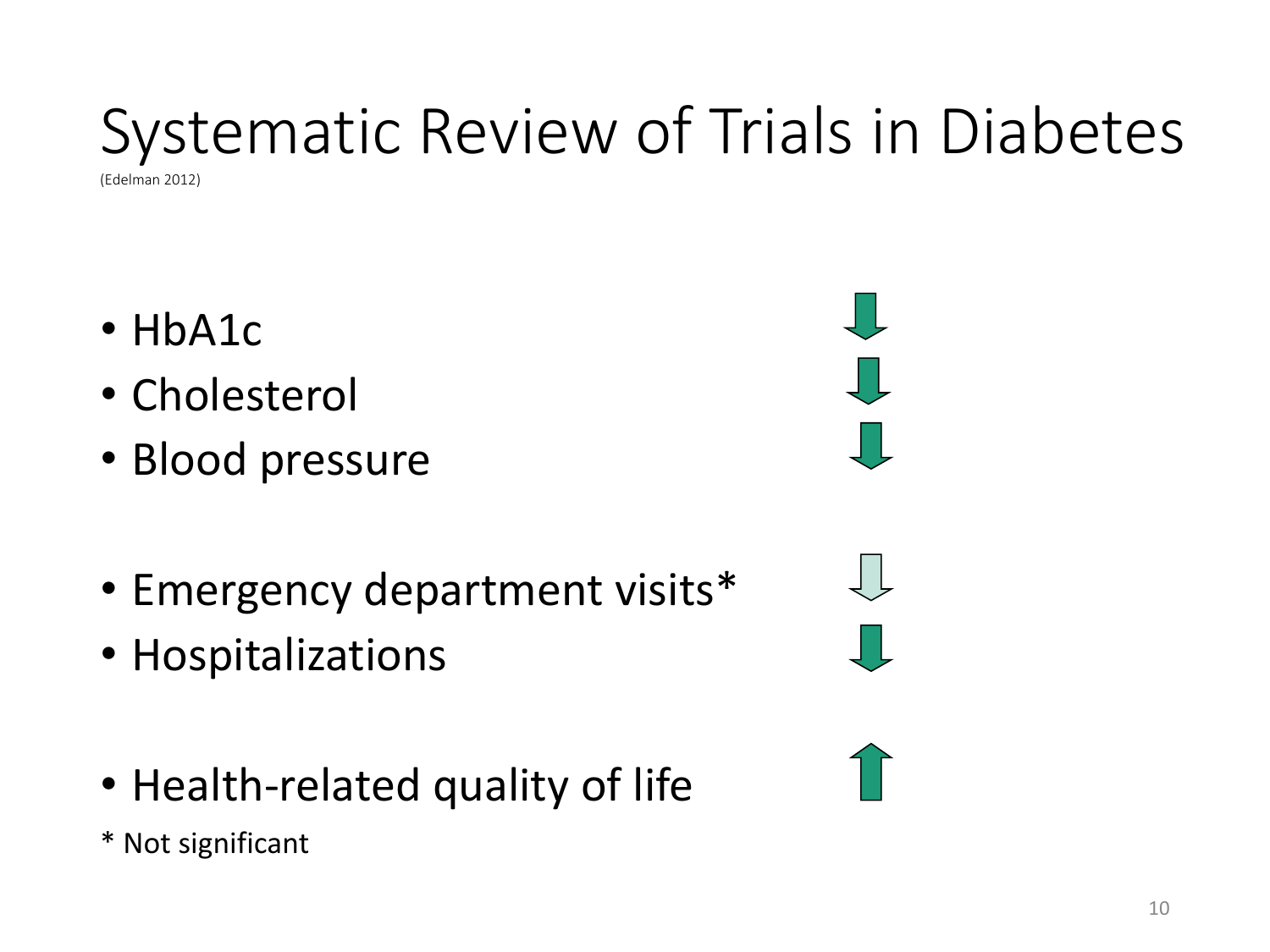# Systematic Review of Trials in Diabetes

(Edelman 2012)

- HbA1c ↓
- Cholesterol ↓
- Blood pressure ↓

- Emergency department visits* ↓
- Hospitalizations ↓

- Health-related quality of life ↑

* Not significant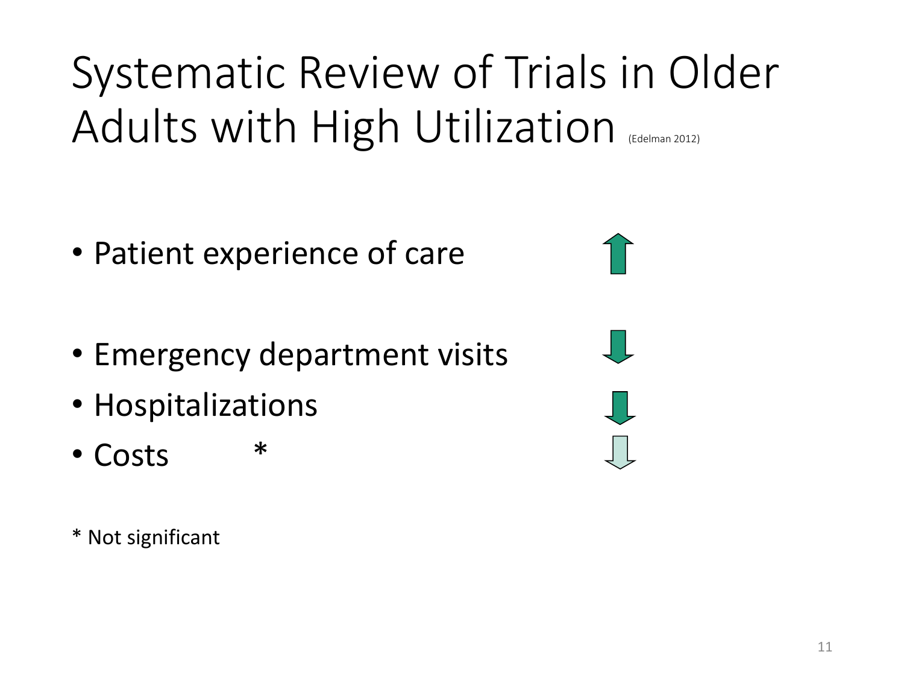# Systematic Review of Trials in Older Adults with High Utilization (Edelman 2012)

- Patient experience of care ↑
- Emergency department visits ↓
- Hospitalizations ↓
- Costs * ↓

* Not significant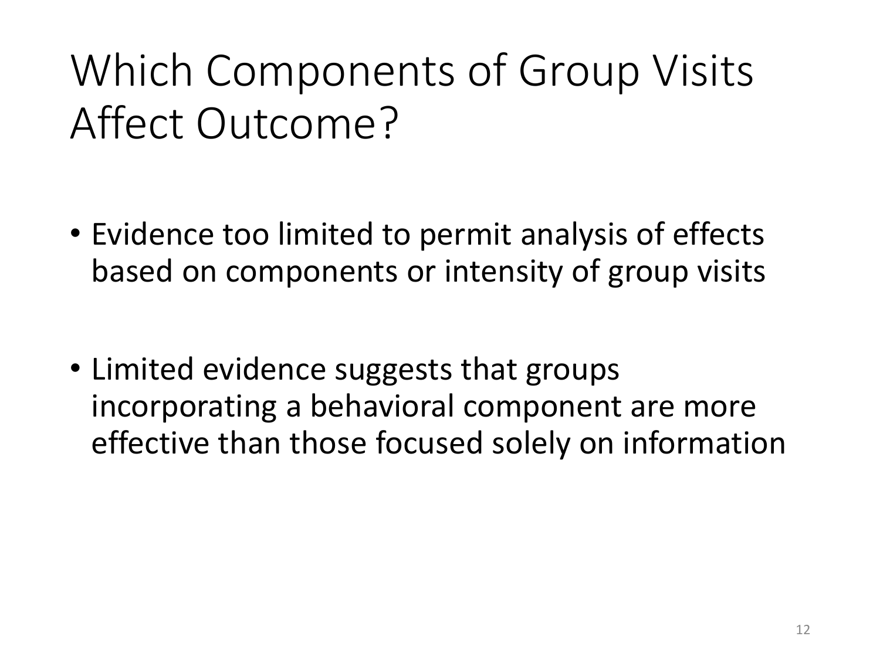# Which Components of Group Visits Affect Outcome?

- Evidence too limited to permit analysis of effects based on components or intensity of group visits

- Limited evidence suggests that groups incorporating a behavioral component are more effective than those focused solely on information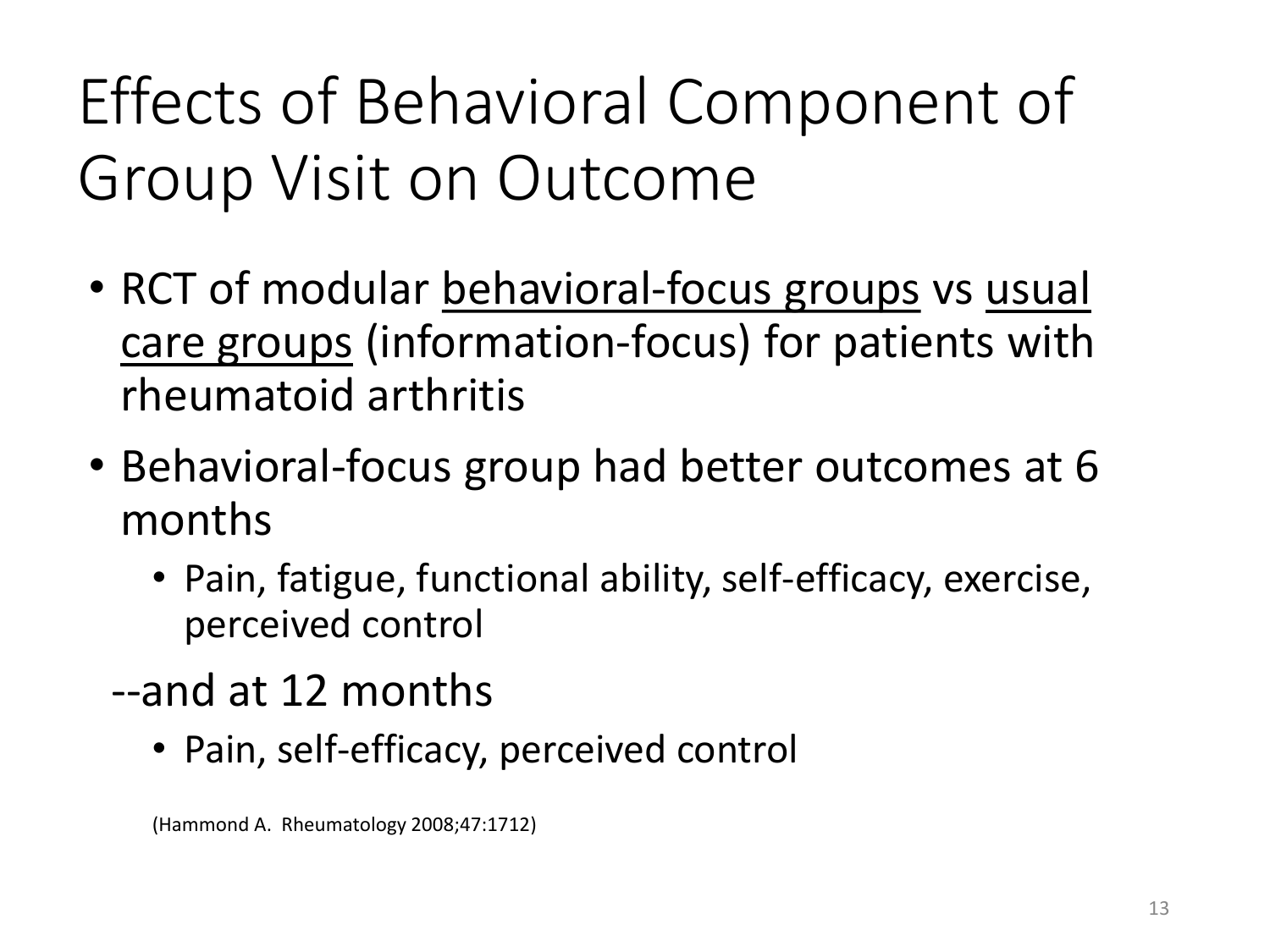# Effects of Behavioral Component of Group Visit on Outcome

- RCT of modular <u>behavioral-focus groups</u> vs <u>usual care groups</u> (information-focus) for patients with rheumatoid arthritis
- Behavioral-focus group had better outcomes at 6 months
  - Pain, fatigue, functional ability, self-efficacy, exercise, perceived control

--and at 12 months

  - Pain, self-efficacy, perceived control

(Hammond A. Rheumatology 2008;47:1712)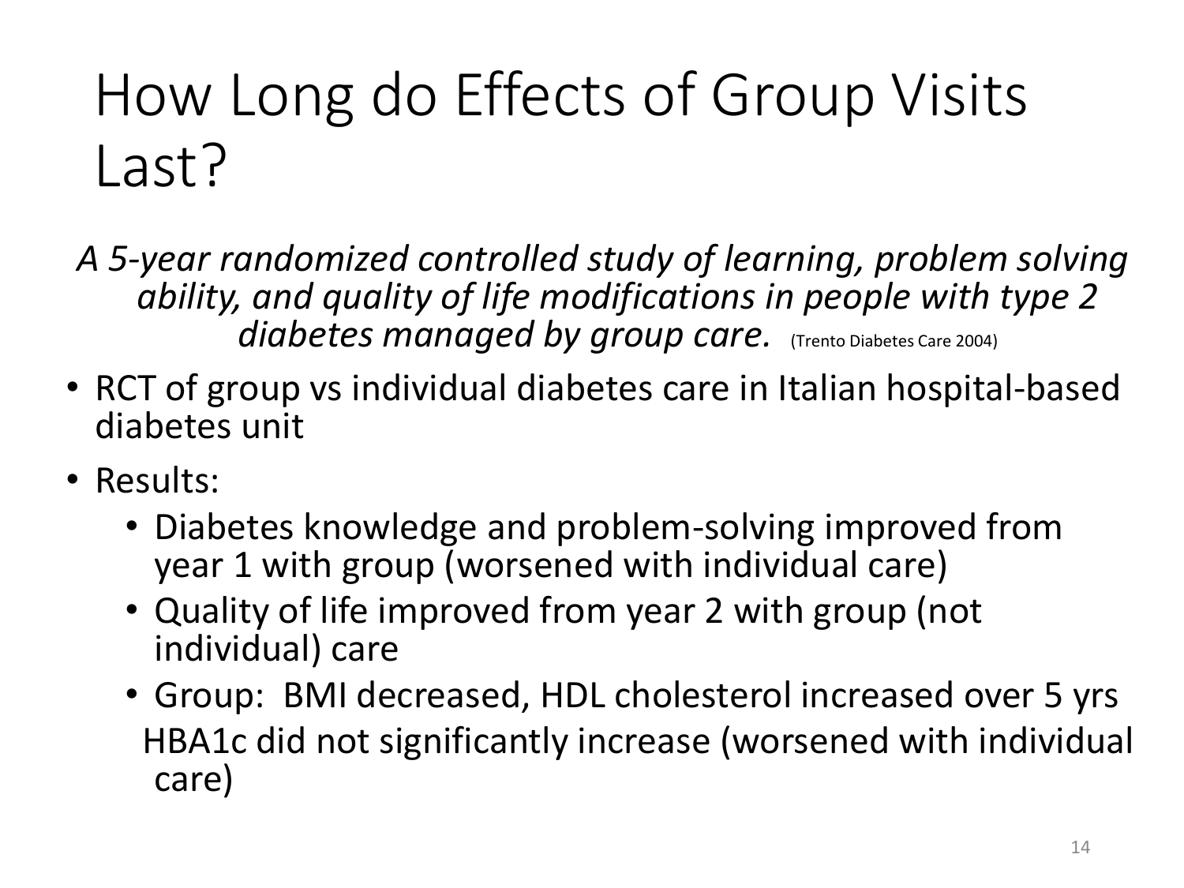# How Long do Effects of Group Visits Last?

*A 5-year randomized controlled study of learning, problem solving ability, and quality of life modifications in people with type 2 diabetes managed by group care.* (Trento Diabetes Care 2004)

- RCT of group vs individual diabetes care in Italian hospital-based diabetes unit
- Results:
  - Diabetes knowledge and problem-solving improved from year 1 with group (worsened with individual care)
  - Quality of life improved from year 2 with group (not individual) care
  - Group: BMI decreased, HDL cholesterol increased over 5 yrs HBA1c did not significantly increase (worsened with individual care)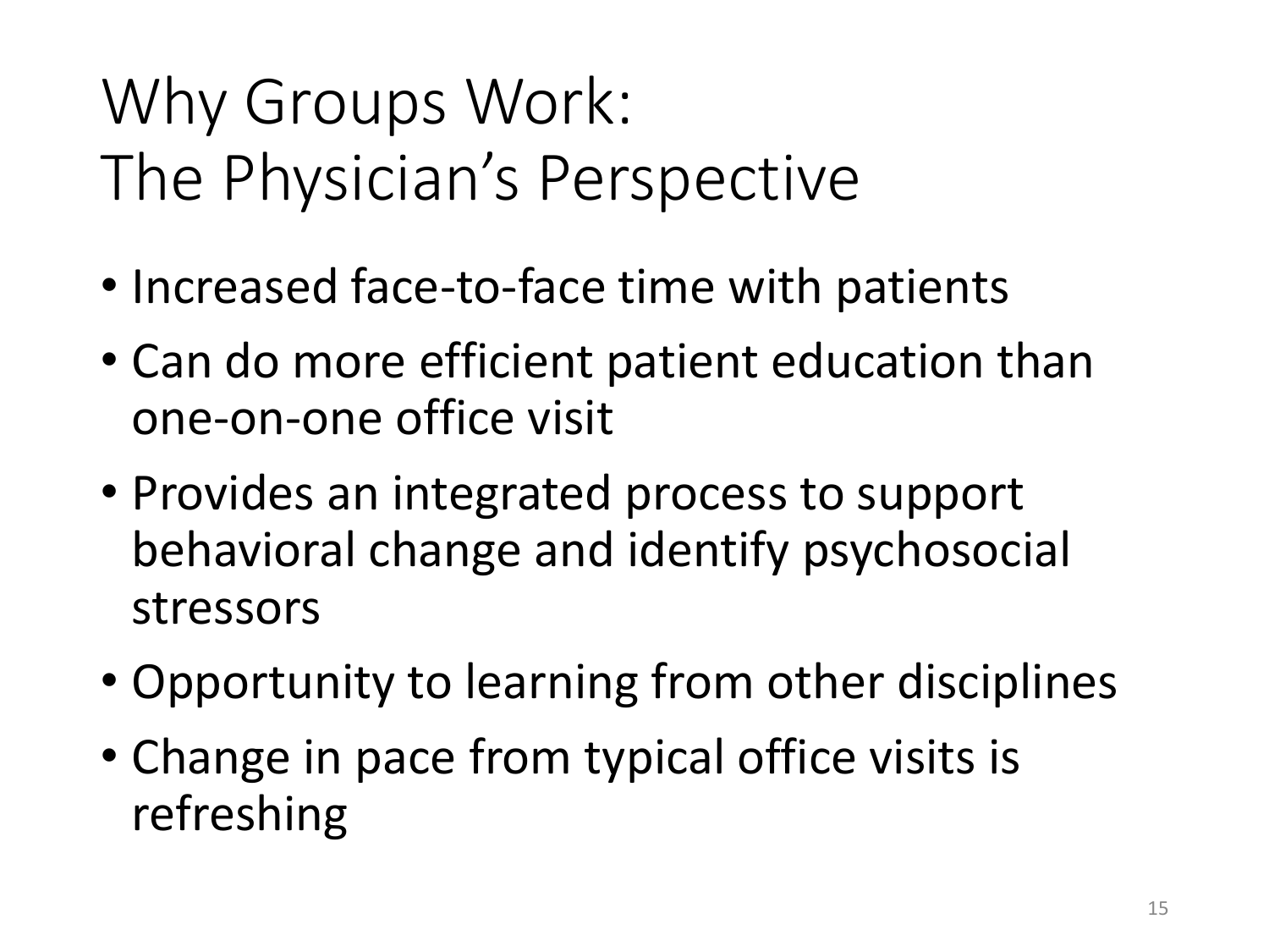# Why Groups Work: The Physician's Perspective

- Increased face-to-face time with patients
- Can do more efficient patient education than one-on-one office visit
- Provides an integrated process to support behavioral change and identify psychosocial stressors
- Opportunity to learning from other disciplines
- Change in pace from typical office visits is refreshing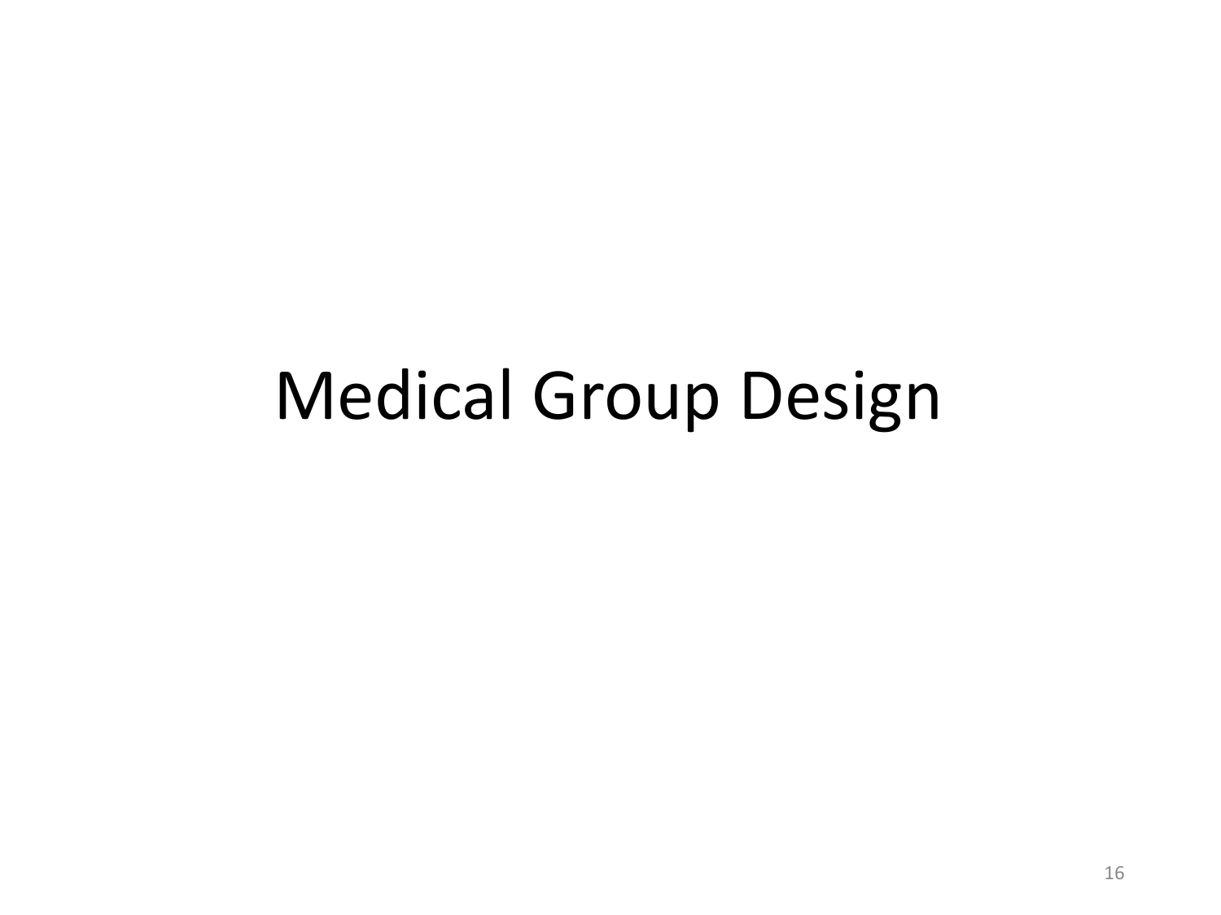# Medical Group Design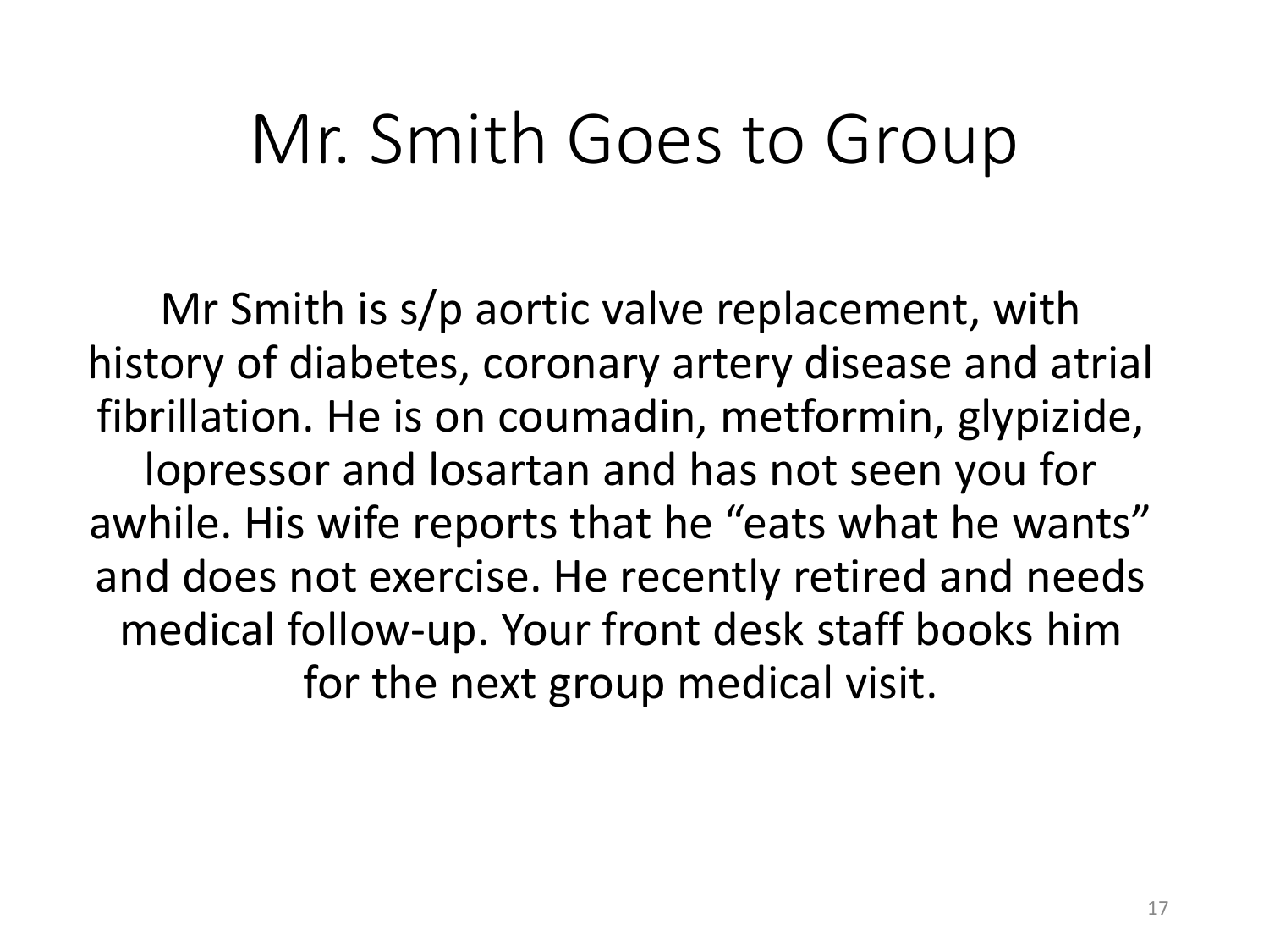# Mr. Smith Goes to Group

Mr Smith is s/p aortic valve replacement, with history of diabetes, coronary artery disease and atrial fibrillation. He is on coumadin, metformin, glypizide, lopressor and losartan and has not seen you for awhile. His wife reports that he “eats what he wants” and does not exercise. He recently retired and needs medical follow-up. Your front desk staff books him for the next group medical visit.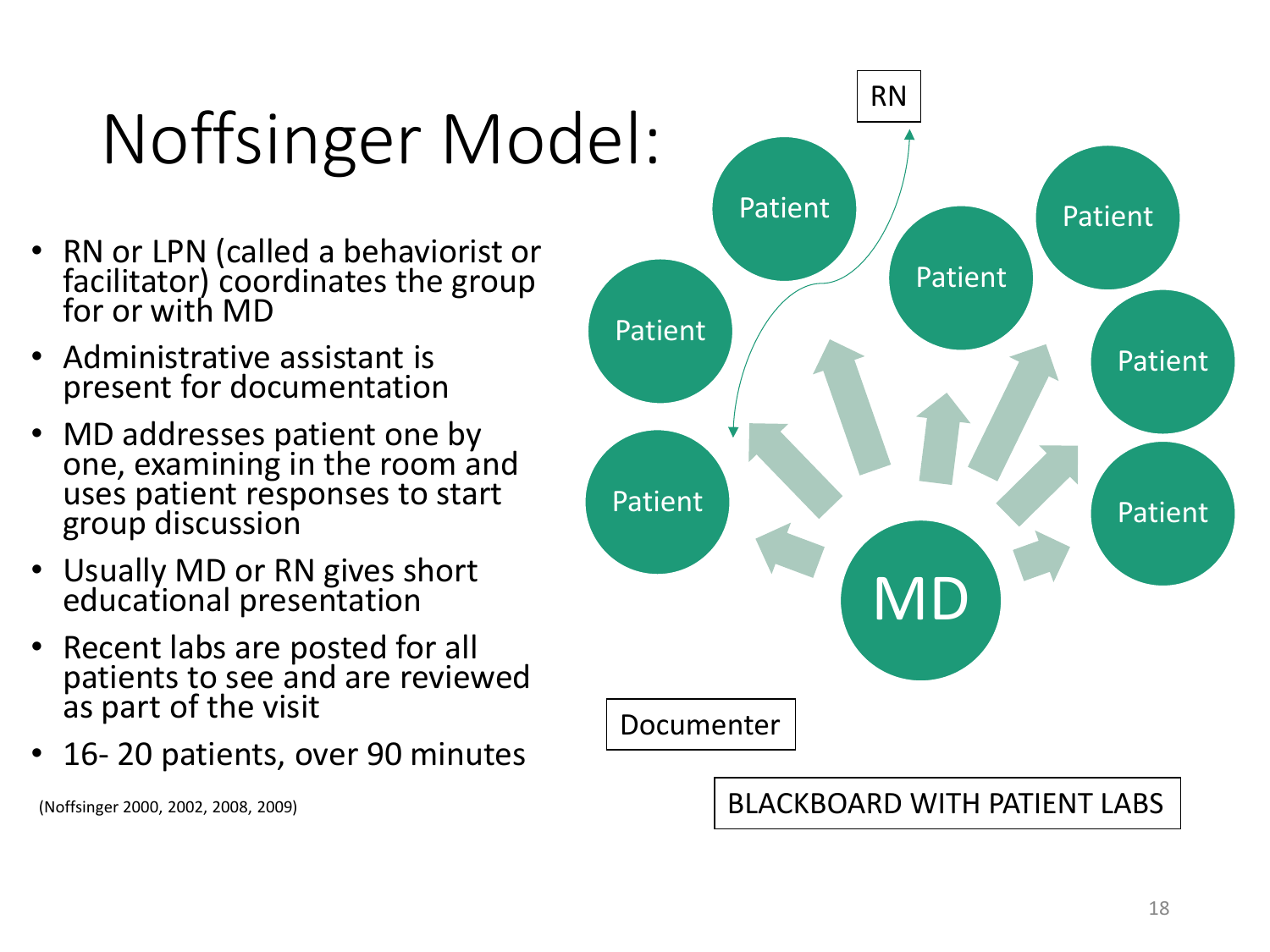# Noffsinger Model:

- RN or LPN (called a behaviorist or facilitator) coordinates the group for or with MD
- Administrative assistant is present for documentation
- MD addresses patient one by one, examining in the room and uses patient responses to start group discussion
- Usually MD or RN gives short educational presentation
- Recent labs are posted for all patients to see and are reviewed as part of the visit
- 16- 20 patients, over 90 minutes

(Noffsinger 2000, 2002, 2008, 2009)

RN

Patient
Patient
Patient
Patient
Patient
Patient
Patient

MD

Documenter

BLACKBOARD WITH PATIENT LABS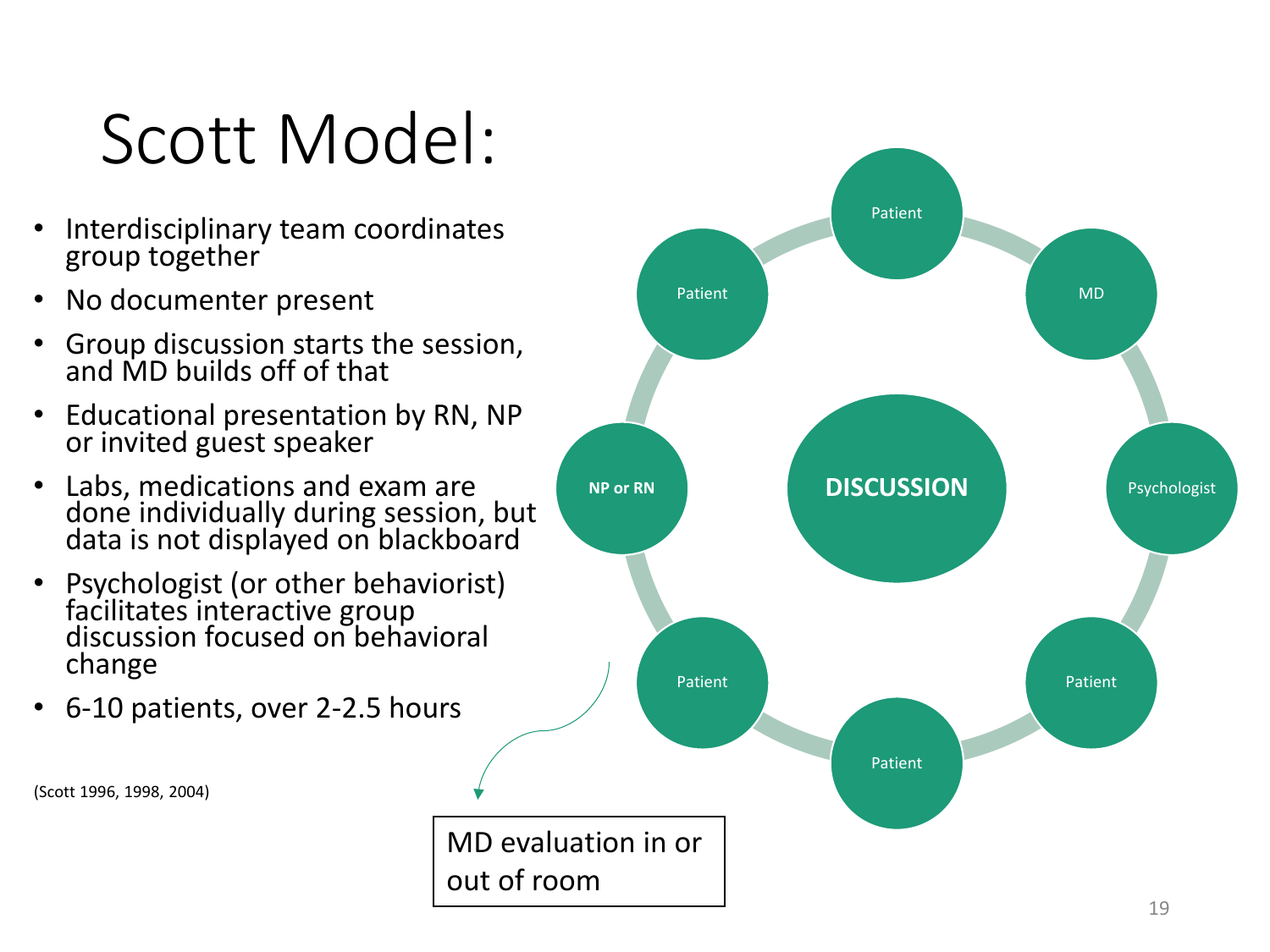# Scott Model:

- Interdisciplinary team coordinates group together
- No documenter present
- Group discussion starts the session, and MD builds off of that
- Educational presentation by RN, NP or invited guest speaker
- Labs, medications and exam are done individually during session, but data is not displayed on blackboard
- Psychologist (or other behaviorist) facilitates interactive group discussion focused on behavioral change
- 6-10 patients, over 2-2.5 hours

(Scott 1996, 1998, 2004)

Patient

MD

Psychologist

Patient

Patient

Patient

**NP or RN**

Patient

**DISCUSSION**

MD evaluation in or out of room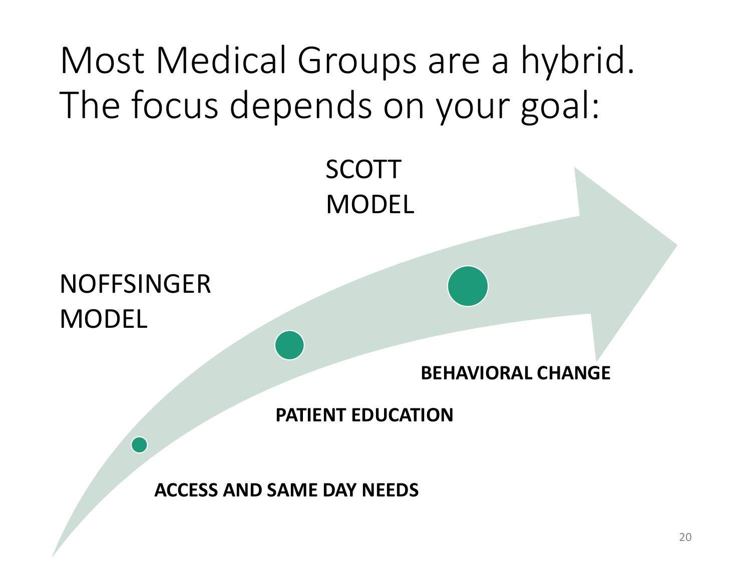# Most Medical Groups are a hybrid. The focus depends on your goal:

NOFFSINGER MODEL

SCOTT MODEL

**ACCESS AND SAME DAY NEEDS**

**PATIENT EDUCATION**

**BEHAVIORAL CHANGE**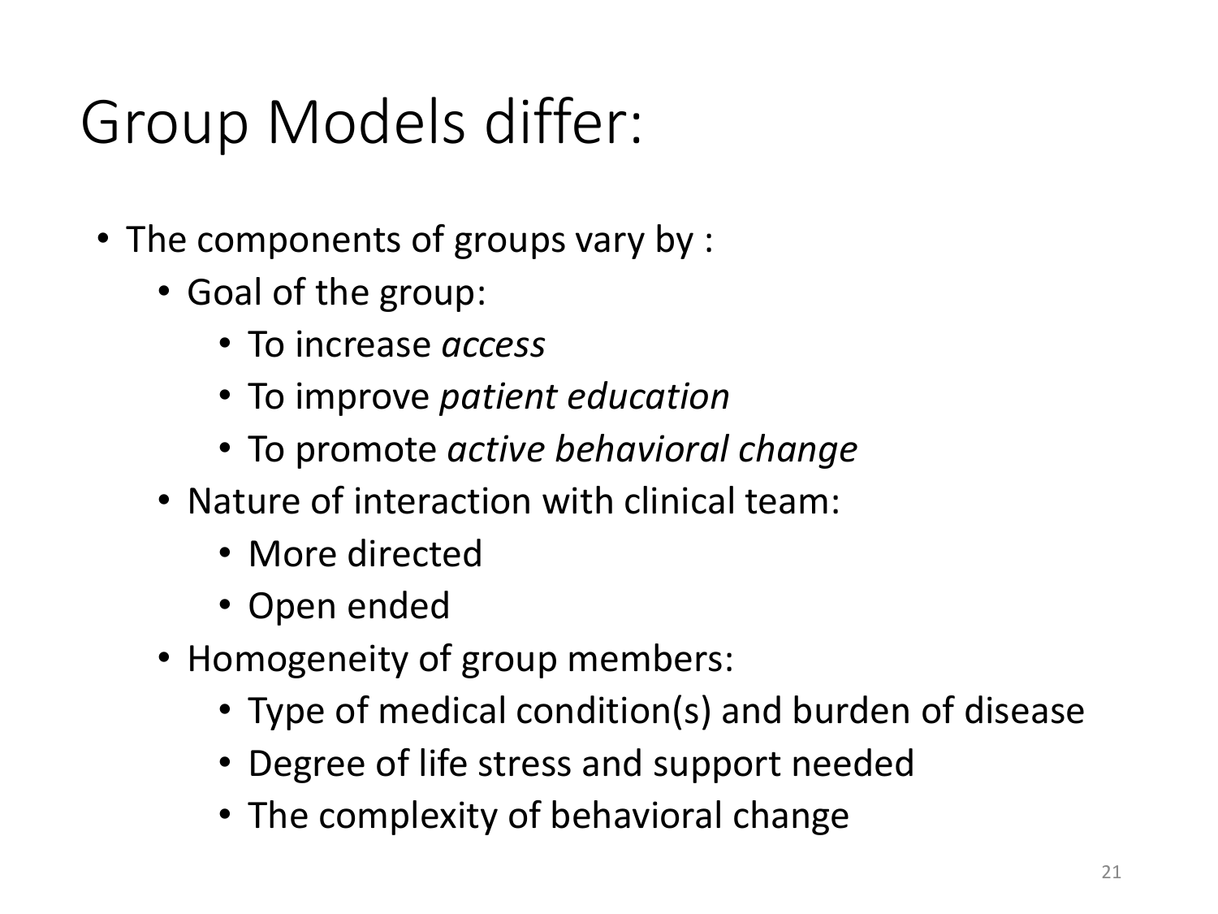# Group Models differ:

- The components of groups vary by :
  - Goal of the group:
    - To increase *access*
    - To improve *patient education*
    - To promote *active behavioral change*
  - Nature of interaction with clinical team:
    - More directed
    - Open ended
  - Homogeneity of group members:
    - Type of medical condition(s) and burden of disease
    - Degree of life stress and support needed
    - The complexity of behavioral change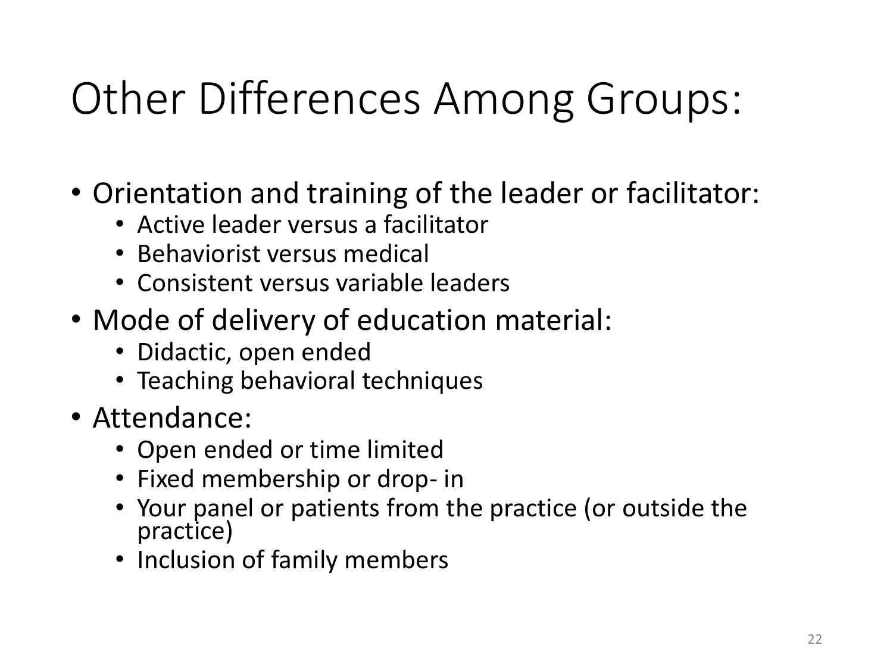# Other Differences Among Groups:

- Orientation and training of the leader or facilitator:
  - Active leader versus a facilitator
  - Behaviorist versus medical
  - Consistent versus variable leaders
- Mode of delivery of education material:
  - Didactic, open ended
  - Teaching behavioral techniques
- Attendance:
  - Open ended or time limited
  - Fixed membership or drop- in
  - Your panel or patients from the practice (or outside the practice)
  - Inclusion of family members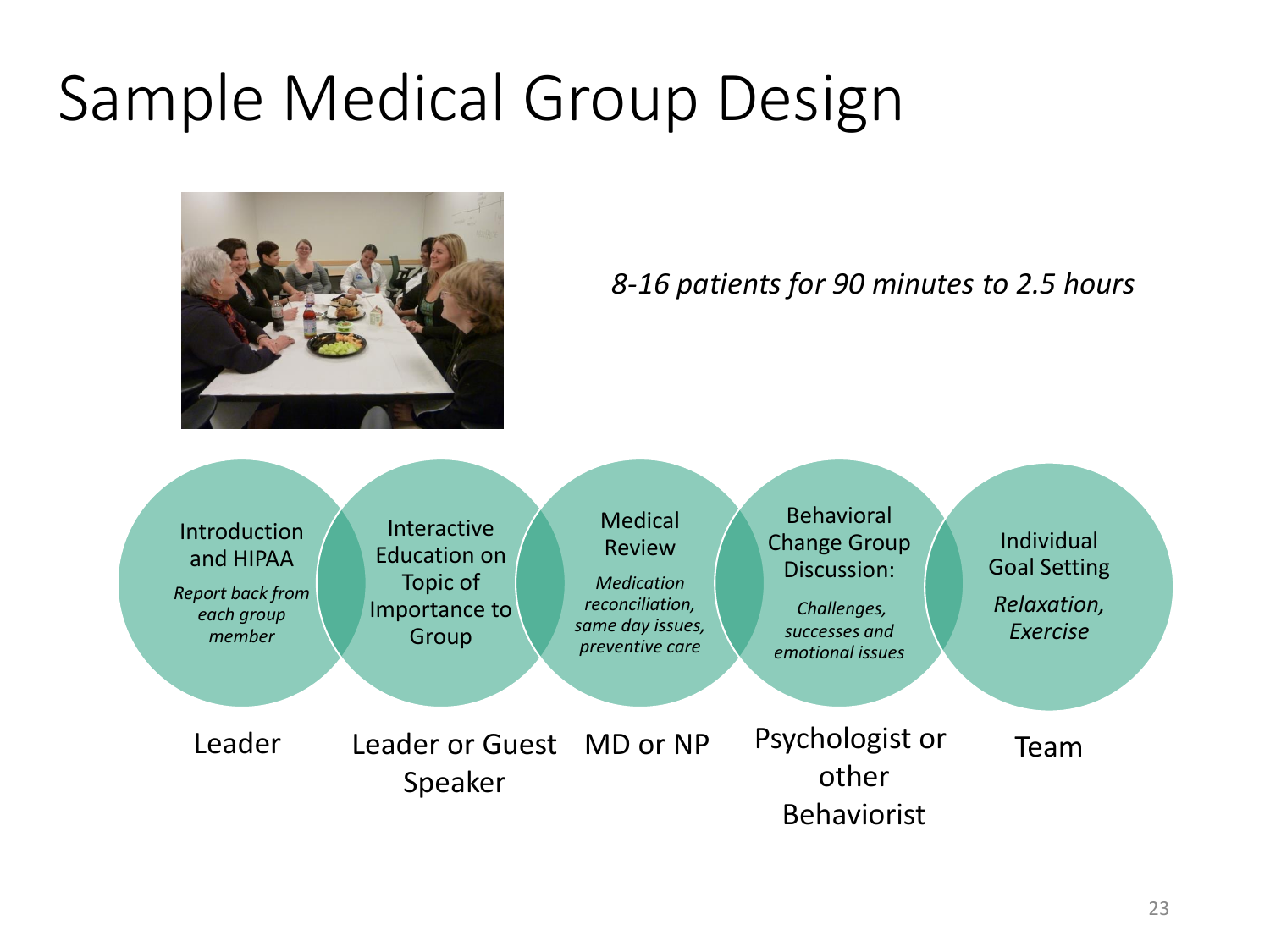# Sample Medical Group Design

*8-16 patients for 90 minutes to 2.5 hours*

| Introduction and HIPAA | Interactive Education on Topic of Importance to Group | Medical Review | Behavioral Change Group Discussion: | Individual Goal Setting |
| --- | --- | --- | --- | --- |
| *Report back from each group member* | | *Medication reconciliation, same day issues, preventive care* | *Challenges, successes and emotional issues* | *Relaxation, Exercise* |
| Leader | Leader or Guest Speaker | MD or NP | Psychologist or other Behaviorist | Team |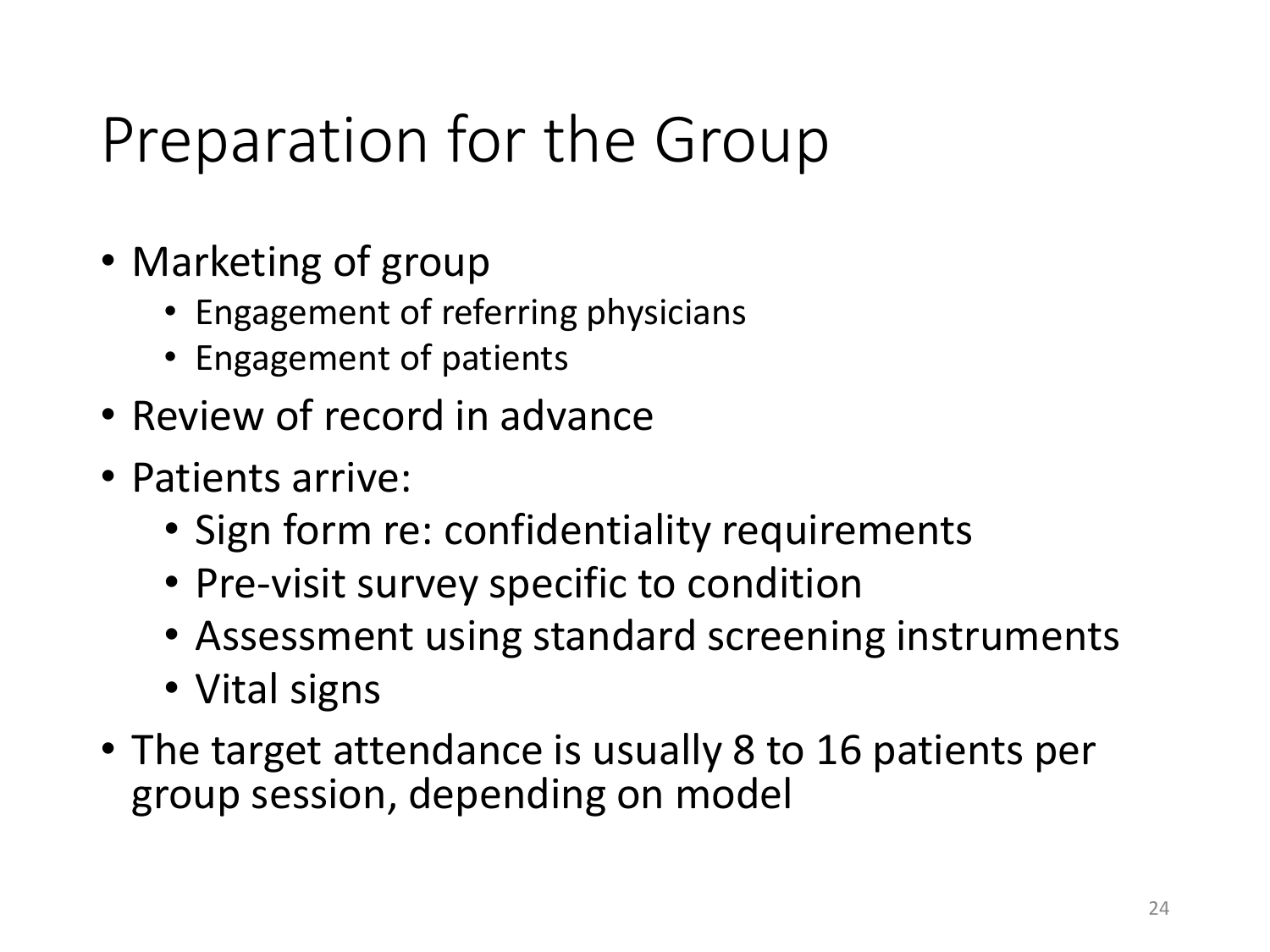# Preparation for the Group

- Marketing of group
  - Engagement of referring physicians
  - Engagement of patients
- Review of record in advance
- Patients arrive:
  - Sign form re: confidentiality requirements
  - Pre-visit survey specific to condition
  - Assessment using standard screening instruments
  - Vital signs
- The target attendance is usually 8 to 16 patients per group session, depending on model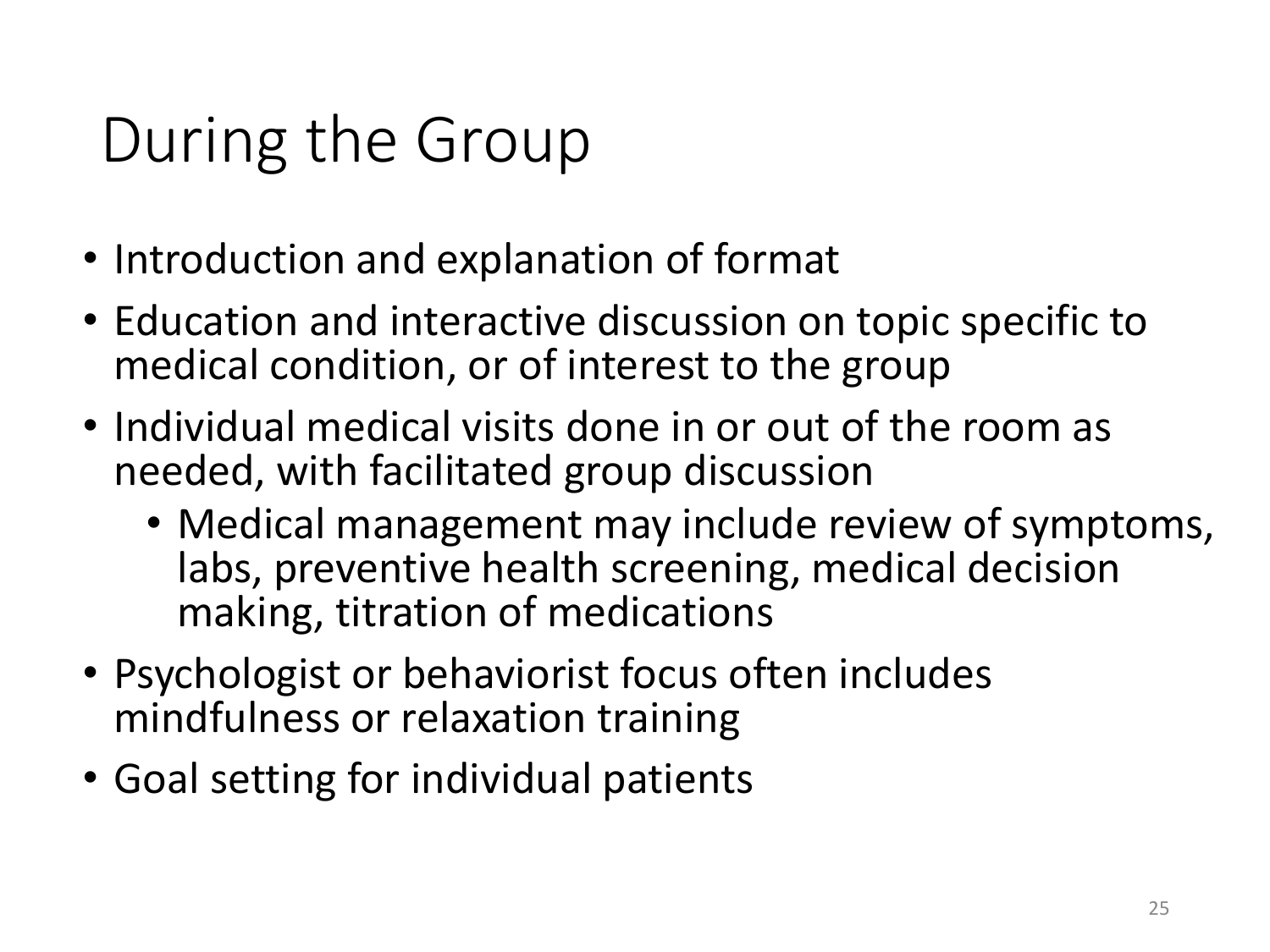# During the Group

- Introduction and explanation of format
- Education and interactive discussion on topic specific to medical condition, or of interest to the group
- Individual medical visits done in or out of the room as needed, with facilitated group discussion
  - Medical management may include review of symptoms, labs, preventive health screening, medical decision making, titration of medications
- Psychologist or behaviorist focus often includes mindfulness or relaxation training
- Goal setting for individual patients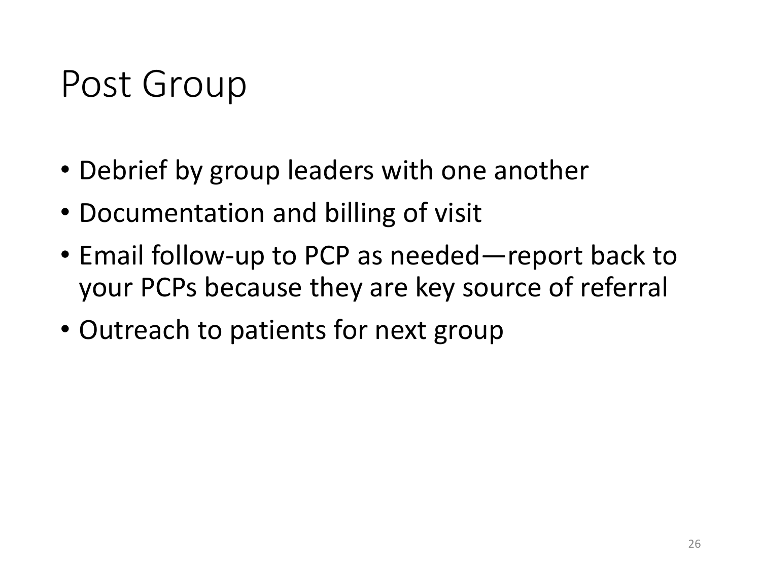# Post Group

- Debrief by group leaders with one another
- Documentation and billing of visit
- Email follow-up to PCP as needed—report back to your PCPs because they are key source of referral
- Outreach to patients for next group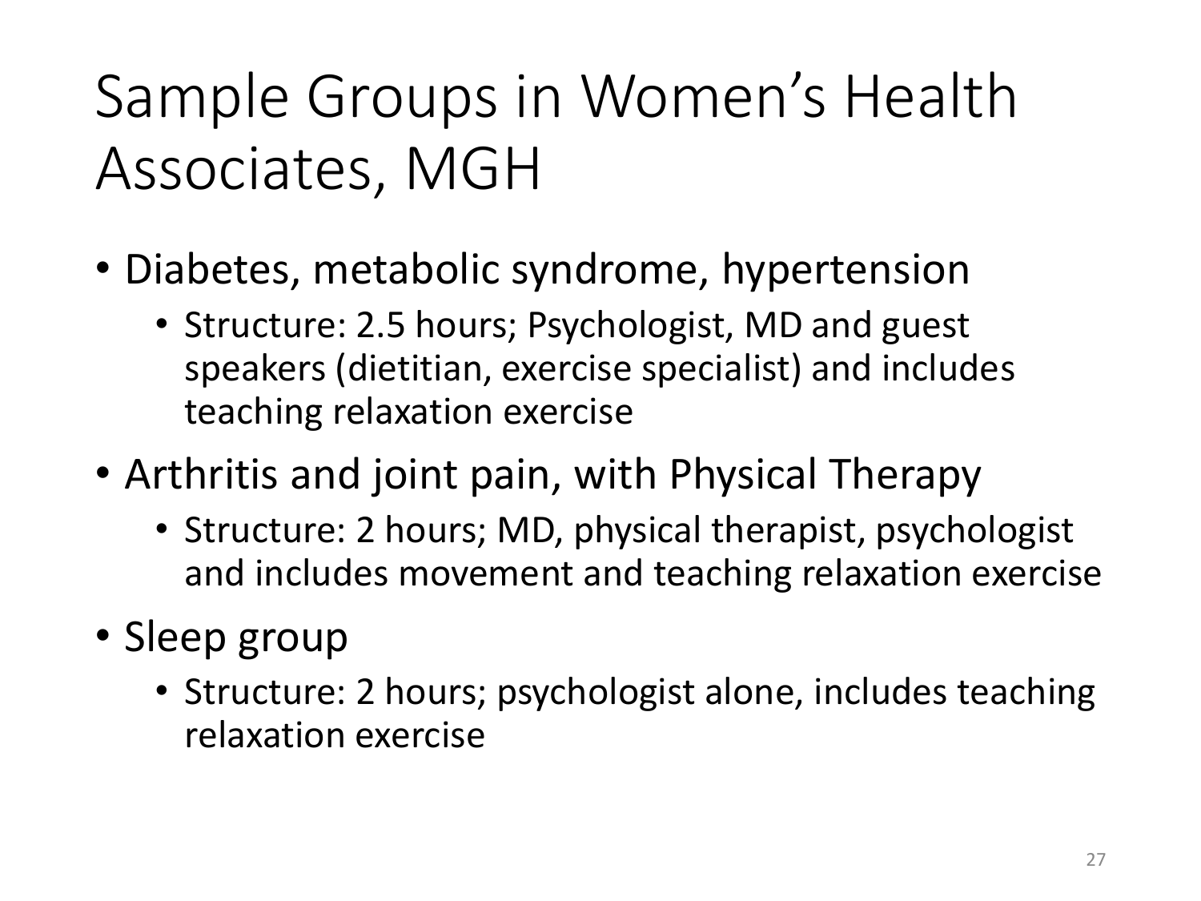# Sample Groups in Women's Health Associates, MGH

- Diabetes, metabolic syndrome, hypertension
  - Structure: 2.5 hours; Psychologist, MD and guest speakers (dietitian, exercise specialist) and includes teaching relaxation exercise
- Arthritis and joint pain, with Physical Therapy
  - Structure: 2 hours; MD, physical therapist, psychologist and includes movement and teaching relaxation exercise
- Sleep group
  - Structure: 2 hours; psychologist alone, includes teaching relaxation exercise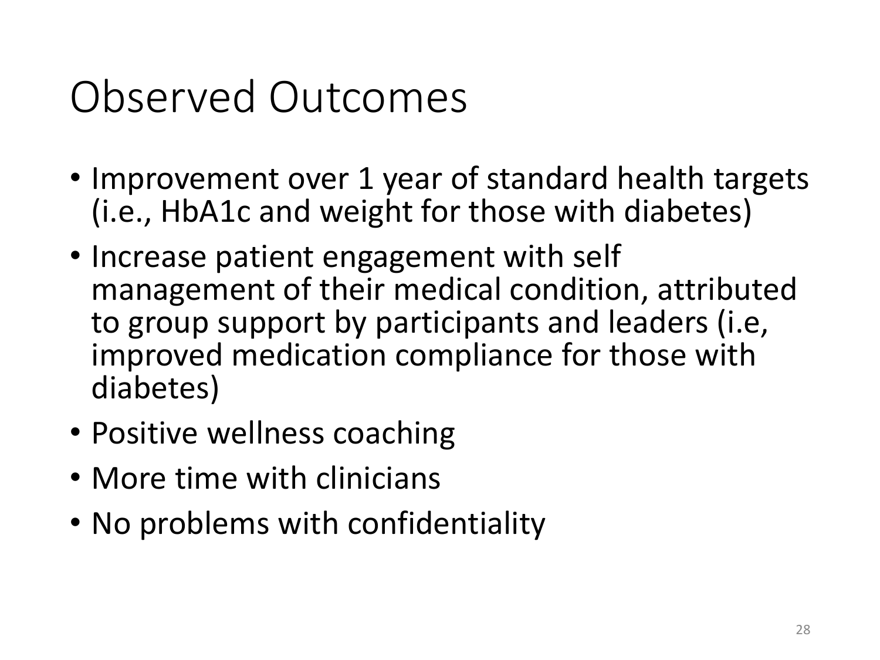# Observed Outcomes

- Improvement over 1 year of standard health targets (i.e., HbA1c and weight for those with diabetes)
- Increase patient engagement with self management of their medical condition, attributed to group support by participants and leaders (i.e, improved medication compliance for those with diabetes)
- Positive wellness coaching
- More time with clinicians
- No problems with confidentiality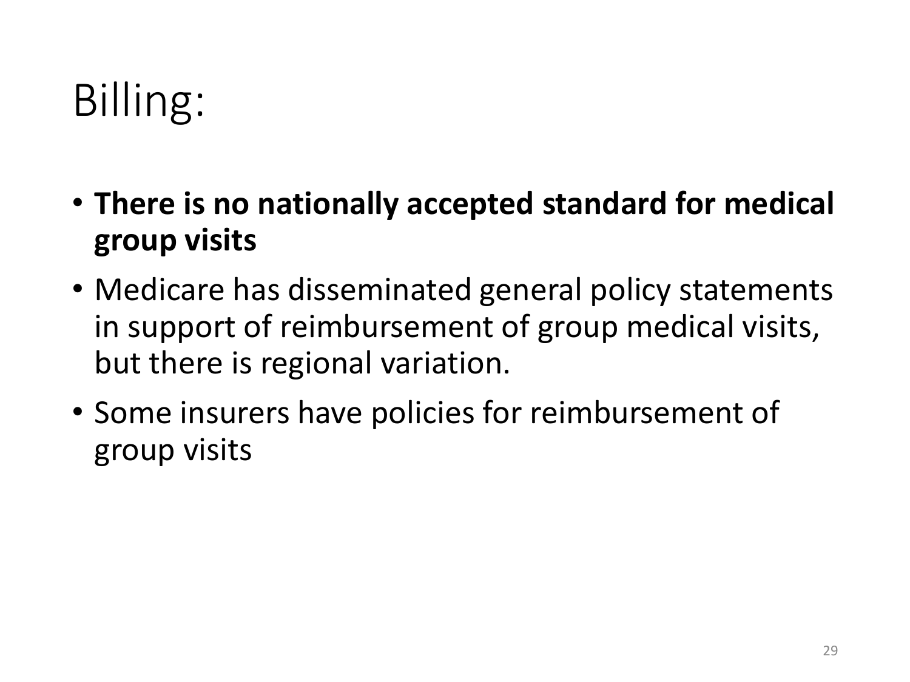# Billing:

- **There is no nationally accepted standard for medical group visits**
- Medicare has disseminated general policy statements in support of reimbursement of group medical visits, but there is regional variation.
- Some insurers have policies for reimbursement of group visits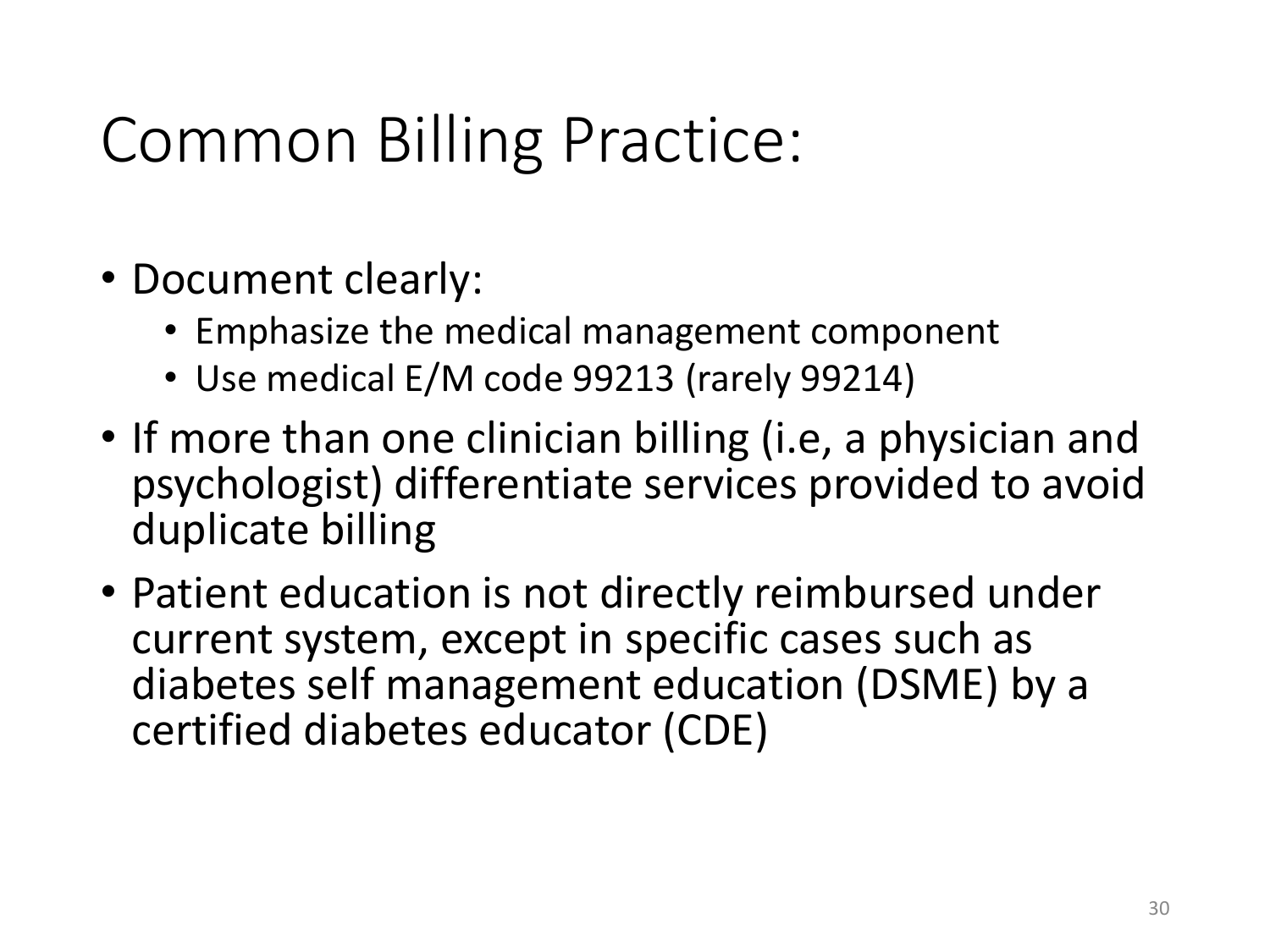# Common Billing Practice:

- Document clearly:
  - Emphasize the medical management component
  - Use medical E/M code 99213 (rarely 99214)
- If more than one clinician billing (i.e, a physician and psychologist) differentiate services provided to avoid duplicate billing
- Patient education is not directly reimbursed under current system, except in specific cases such as diabetes self management education (DSME) by a certified diabetes educator (CDE)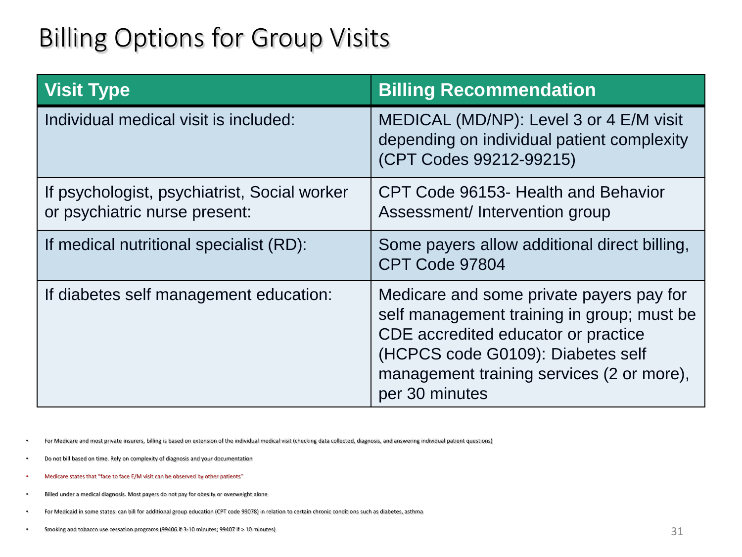# Billing Options for Group Visits

| Visit Type | Billing Recommendation |
| --- | --- |
| Individual medical visit is included: | MEDICAL (MD/NP): Level 3 or 4 E/M visit depending on individual patient complexity (CPT Codes 99212-99215) |
| If psychologist, psychiatrist, Social worker or psychiatric nurse present: | CPT Code 96153- Health and Behavior Assessment/ Intervention group |
| If medical nutritional specialist (RD): | Some payers allow additional direct billing, CPT Code 97804 |
| If diabetes self management education: | Medicare and some private payers pay for self management training in group; must be CDE accredited educator or practice (HCPCS code G0109): Diabetes self management training services (2 or more), per 30 minutes |

- For Medicare and most private insurers, billing is based on extension of the individual medical visit (checking data collected, diagnosis, and answering individual patient questions)
- Do not bill based on time. Rely on complexity of diagnosis and your documentation
- Medicare states that "face to face E/M visit can be observed by other patients"
- Billed under a medical diagnosis. Most payers do not pay for obesity or overweight alone
- For Medicaid in some states: can bill for additional group education (CPT code 99078) in relation to certain chronic conditions such as diabetes, asthma
- Smoking and tobacco use cessation programs (99406 if 3-10 minutes; 99407 if > 10 minutes)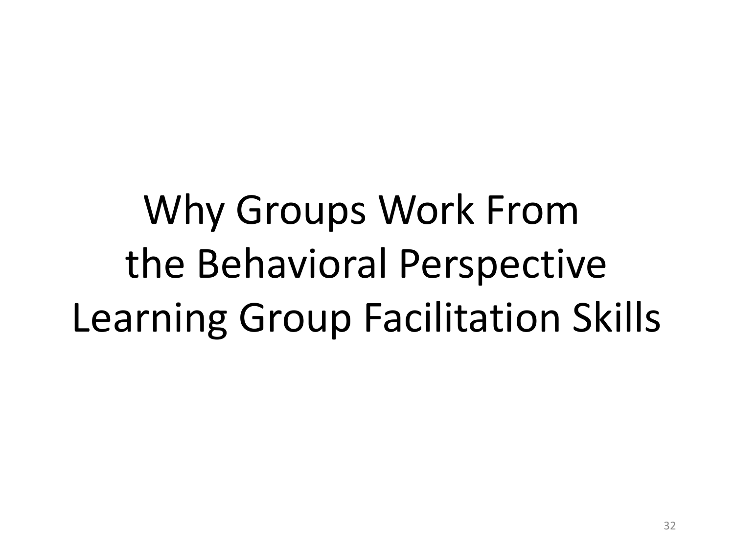# Why Groups Work From the Behavioral Perspective Learning Group Facilitation Skills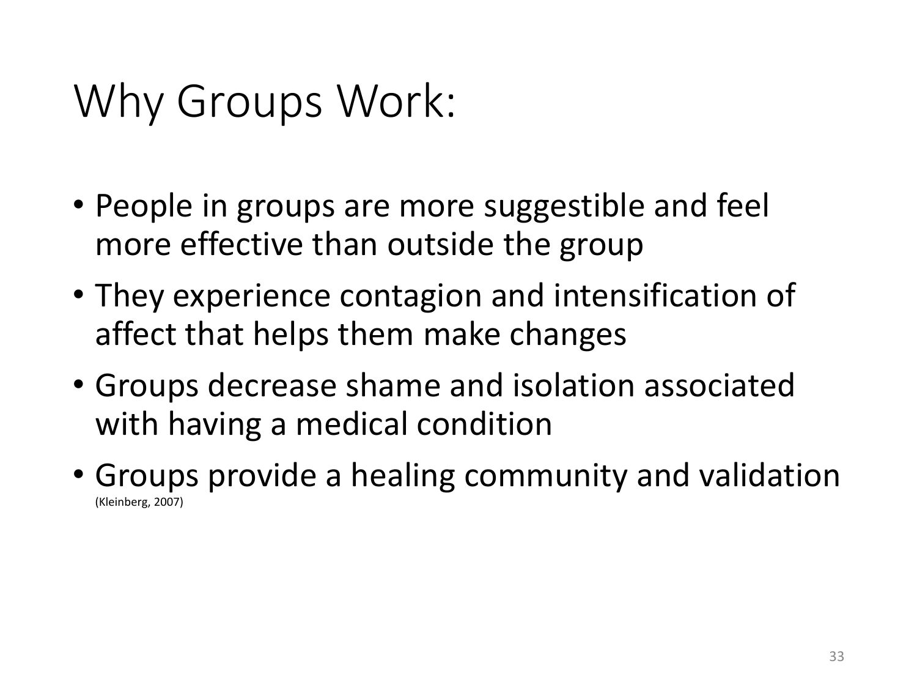# Why Groups Work:

- People in groups are more suggestible and feel more effective than outside the group
- They experience contagion and intensification of affect that helps them make changes
- Groups decrease shame and isolation associated with having a medical condition
- Groups provide a healing community and validation (Kleinberg, 2007)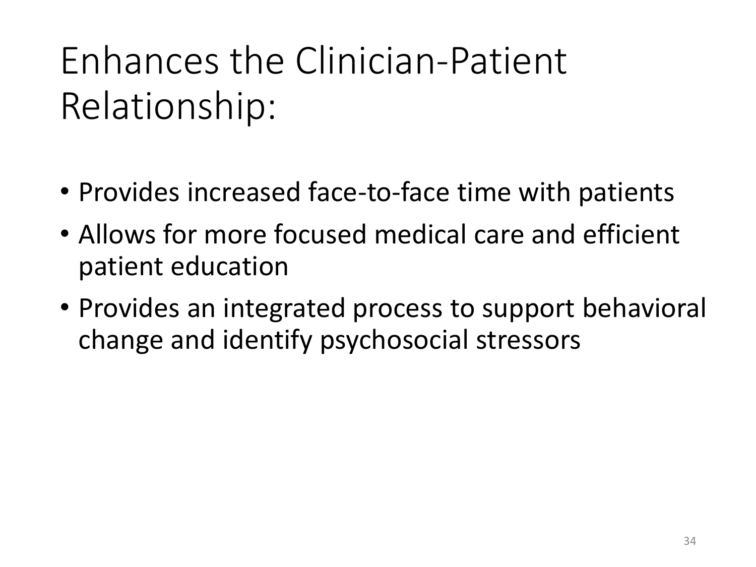# Enhances the Clinician-Patient Relationship:

- Provides increased face-to-face time with patients
- Allows for more focused medical care and efficient patient education
- Provides an integrated process to support behavioral change and identify psychosocial stressors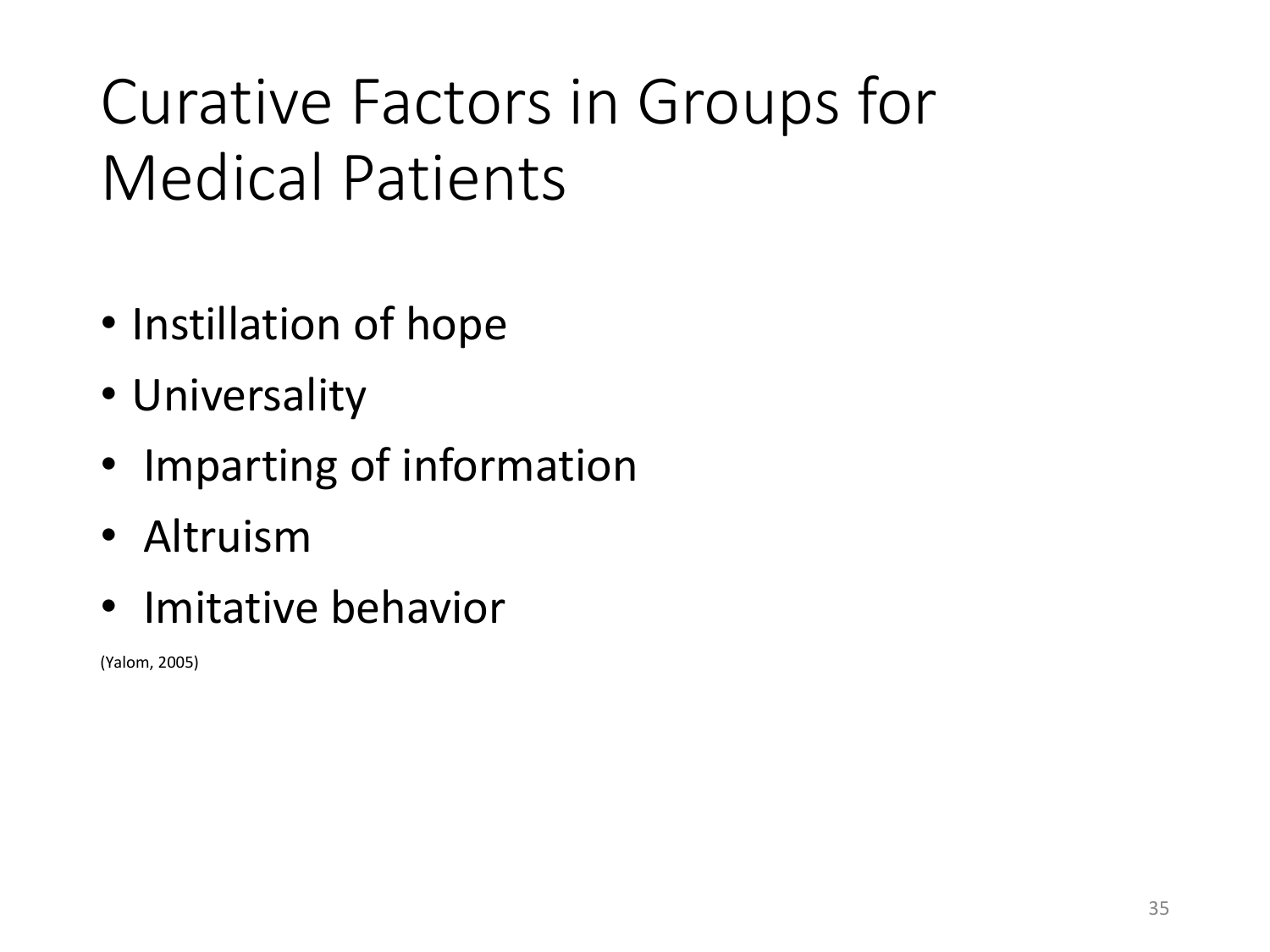# Curative Factors in Groups for Medical Patients

- Instillation of hope
- Universality
- Imparting of information
- Altruism
- Imitative behavior

(Yalom, 2005)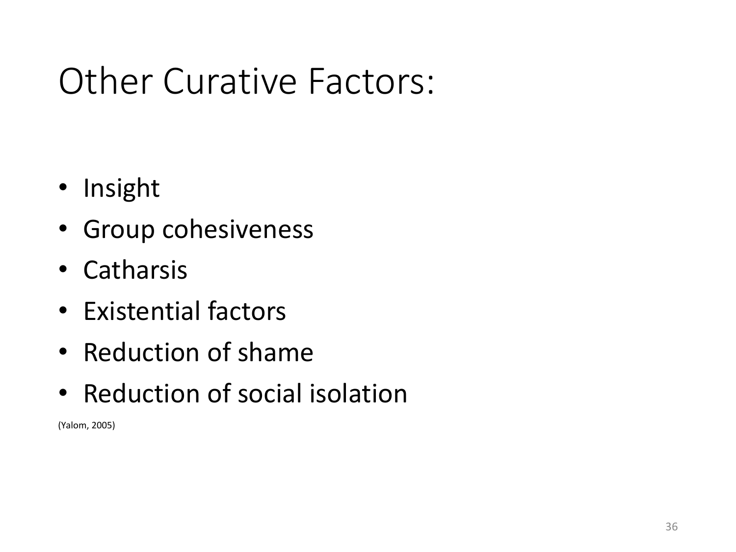# Other Curative Factors:

- Insight
- Group cohesiveness
- Catharsis
- Existential factors
- Reduction of shame
- Reduction of social isolation

(Yalom, 2005)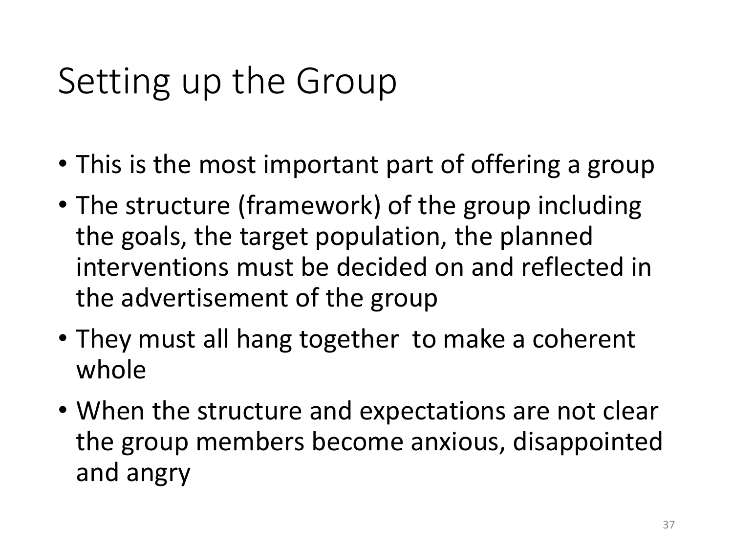# Setting up the Group

- This is the most important part of offering a group
- The structure (framework) of the group including the goals, the target population, the planned interventions must be decided on and reflected in the advertisement of the group
- They must all hang together to make a coherent whole
- When the structure and expectations are not clear the group members become anxious, disappointed and angry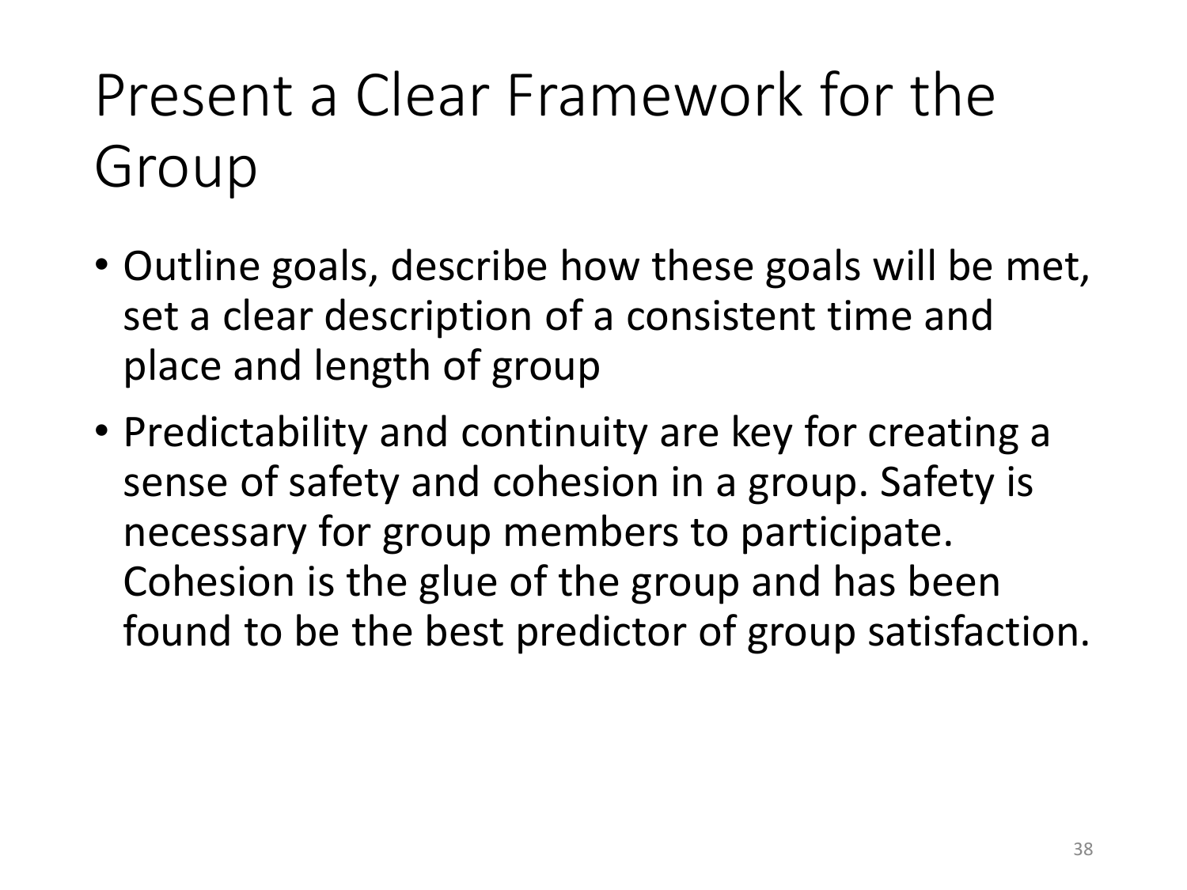# Present a Clear Framework for the Group

- Outline goals, describe how these goals will be met, set a clear description of a consistent time and place and length of group
- Predictability and continuity are key for creating a sense of safety and cohesion in a group. Safety is necessary for group members to participate. Cohesion is the glue of the group and has been found to be the best predictor of group satisfaction.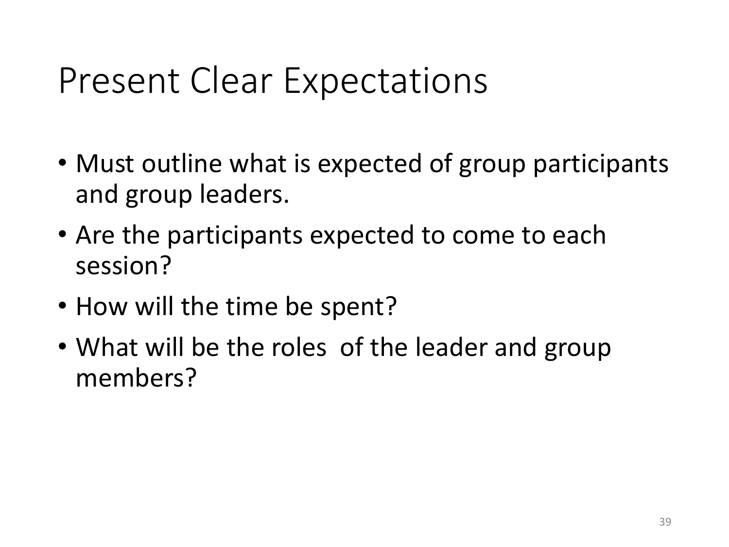# Present Clear Expectations

- Must outline what is expected of group participants and group leaders.
- Are the participants expected to come to each session?
- How will the time be spent?
- What will be the roles  of the leader and group members?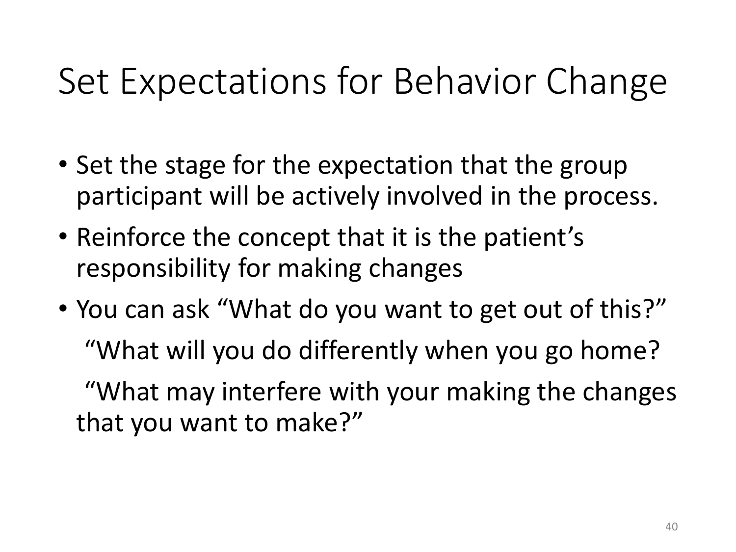# Set Expectations for Behavior Change

- Set the stage for the expectation that the group participant will be actively involved in the process.
- Reinforce the concept that it is the patient's responsibility for making changes
- You can ask "What do you want to get out of this?"

  "What will you do differently when you go home?

  "What may interfere with your making the changes that you want to make?"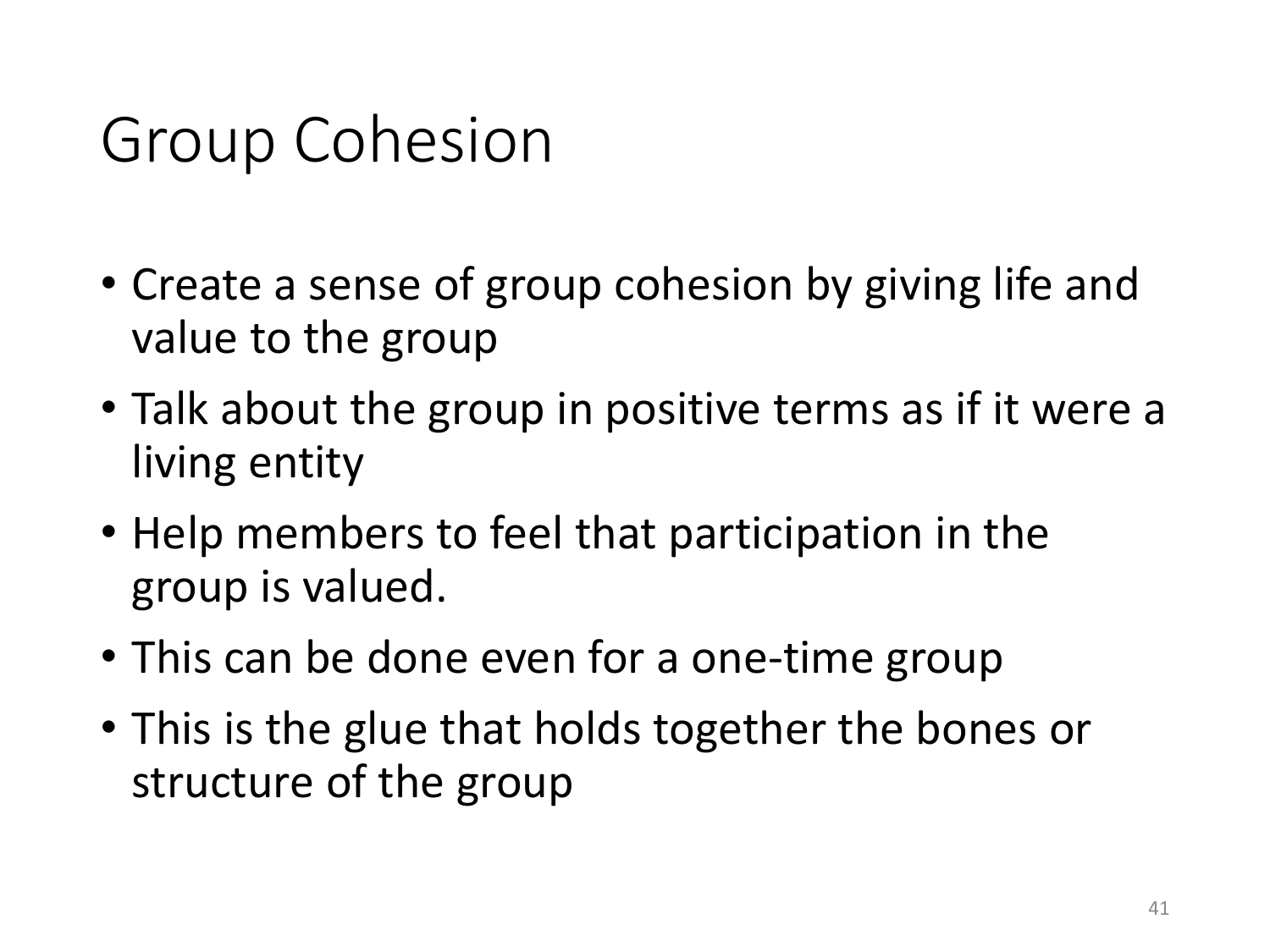# Group Cohesion

- Create a sense of group cohesion by giving life and value to the group
- Talk about the group in positive terms as if it were a living entity
- Help members to feel that participation in the group is valued.
- This can be done even for a one-time group
- This is the glue that holds together the bones or structure of the group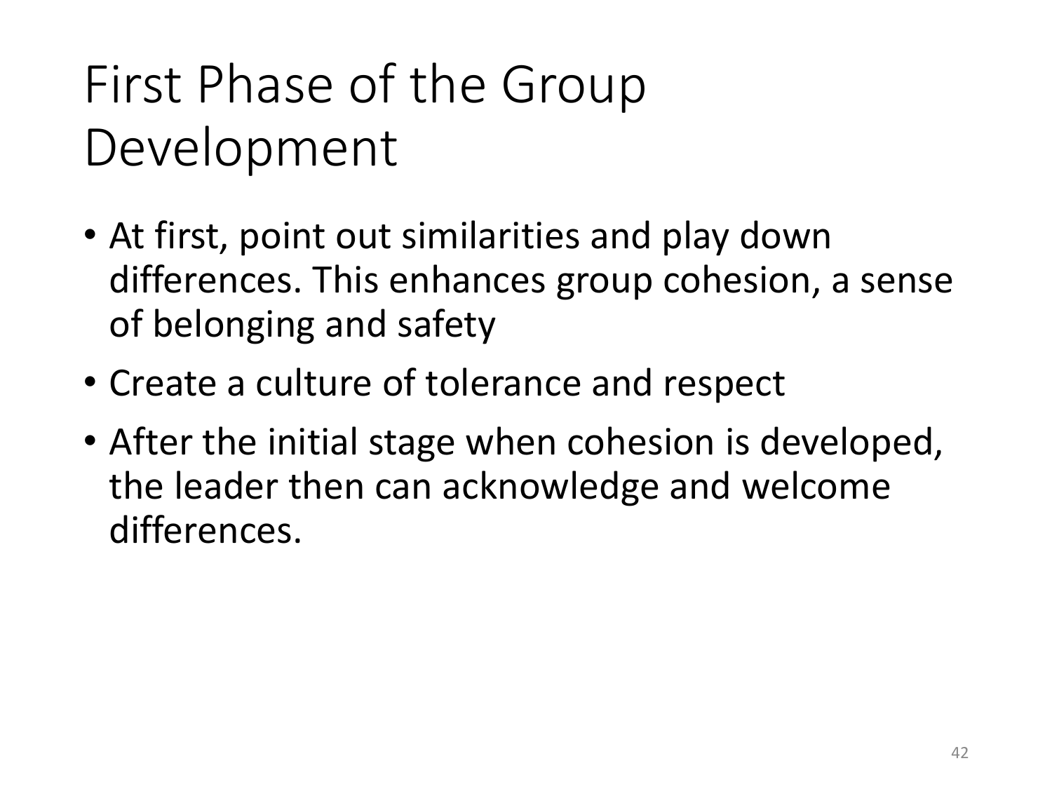# First Phase of the Group Development

- At first, point out similarities and play down differences. This enhances group cohesion, a sense of belonging and safety
- Create a culture of tolerance and respect
- After the initial stage when cohesion is developed, the leader then can acknowledge and welcome differences.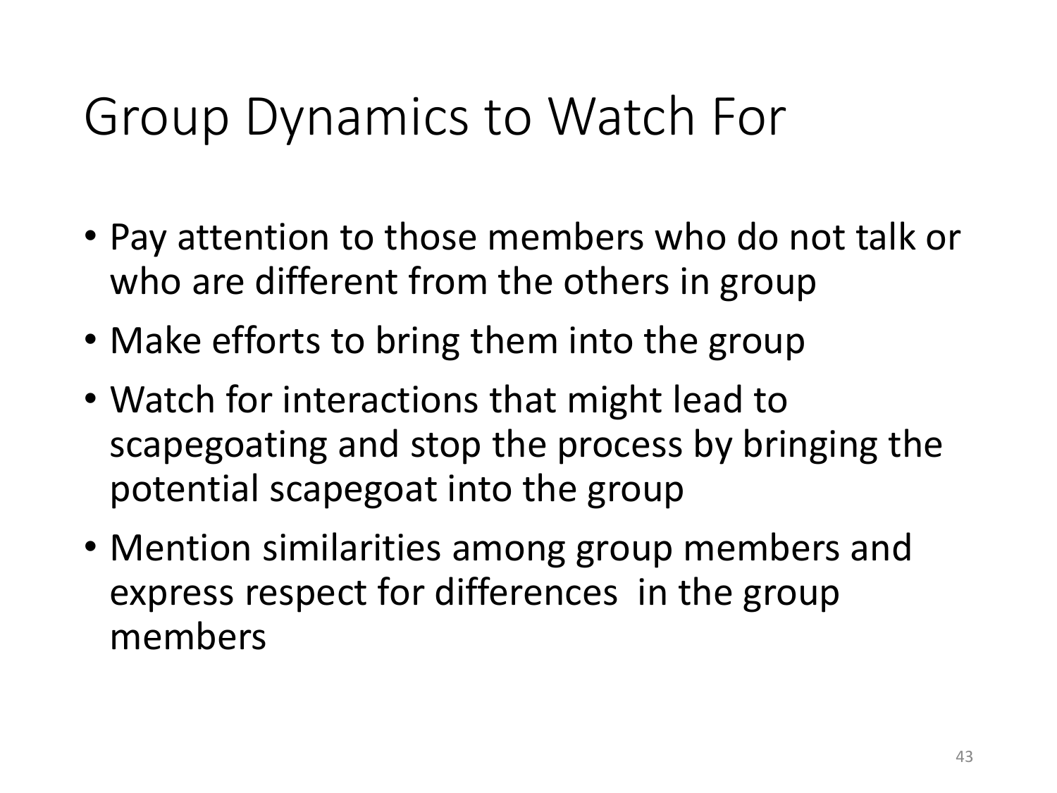# Group Dynamics to Watch For

- Pay attention to those members who do not talk or who are different from the others in group
- Make efforts to bring them into the group
- Watch for interactions that might lead to scapegoating and stop the process by bringing the potential scapegoat into the group
- Mention similarities among group members and express respect for differences in the group members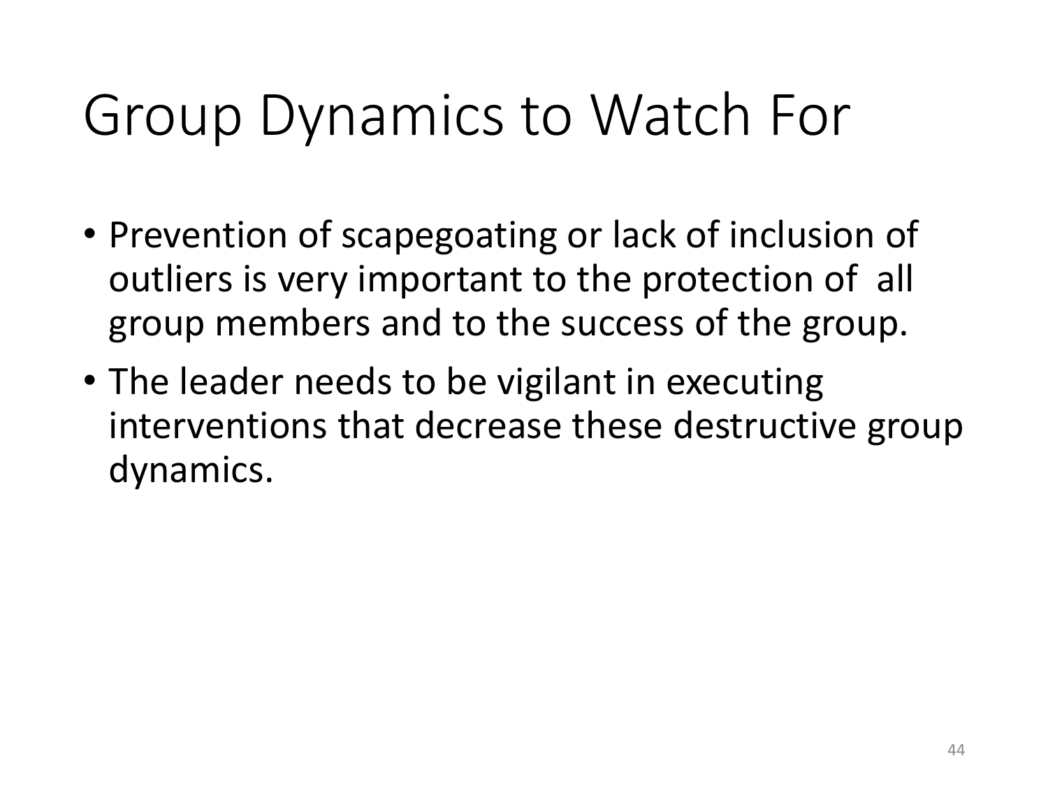# Group Dynamics to Watch For

- Prevention of scapegoating or lack of inclusion of outliers is very important to the protection of all group members and to the success of the group.
- The leader needs to be vigilant in executing interventions that decrease these destructive group dynamics.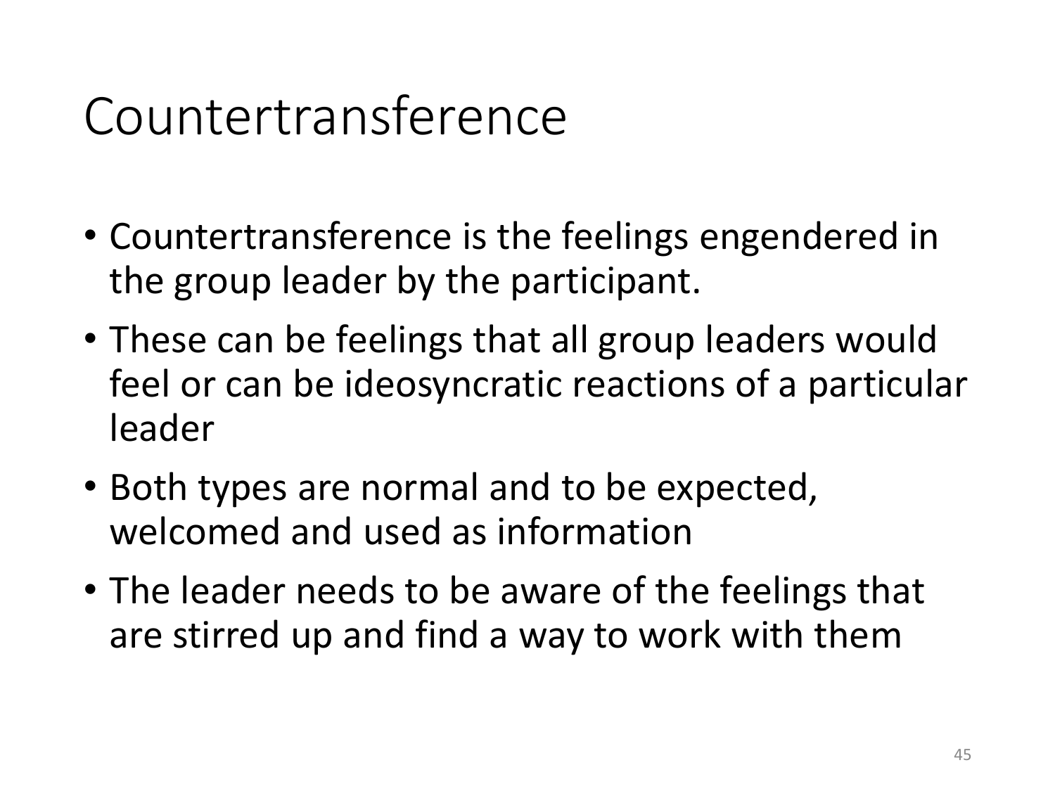# Countertransference

- Countertransference is the feelings engendered in the group leader by the participant.
- These can be feelings that all group leaders would feel or can be ideosyncratic reactions of a particular leader
- Both types are normal and to be expected, welcomed and used as information
- The leader needs to be aware of the feelings that are stirred up and find a way to work with them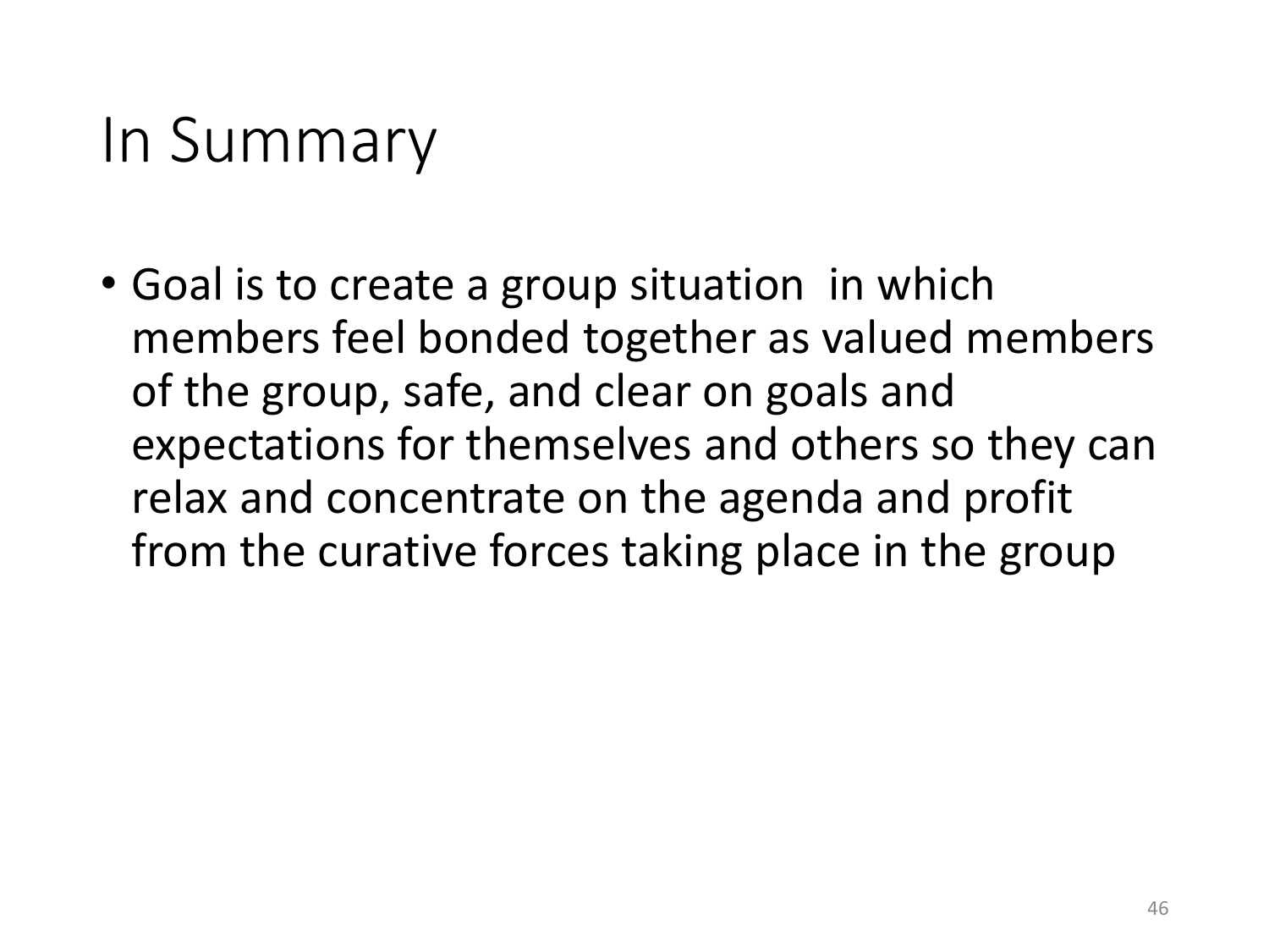# In Summary

- Goal is to create a group situation in which members feel bonded together as valued members of the group, safe, and clear on goals and expectations for themselves and others so they can relax and concentrate on the agenda and profit from the curative forces taking place in the group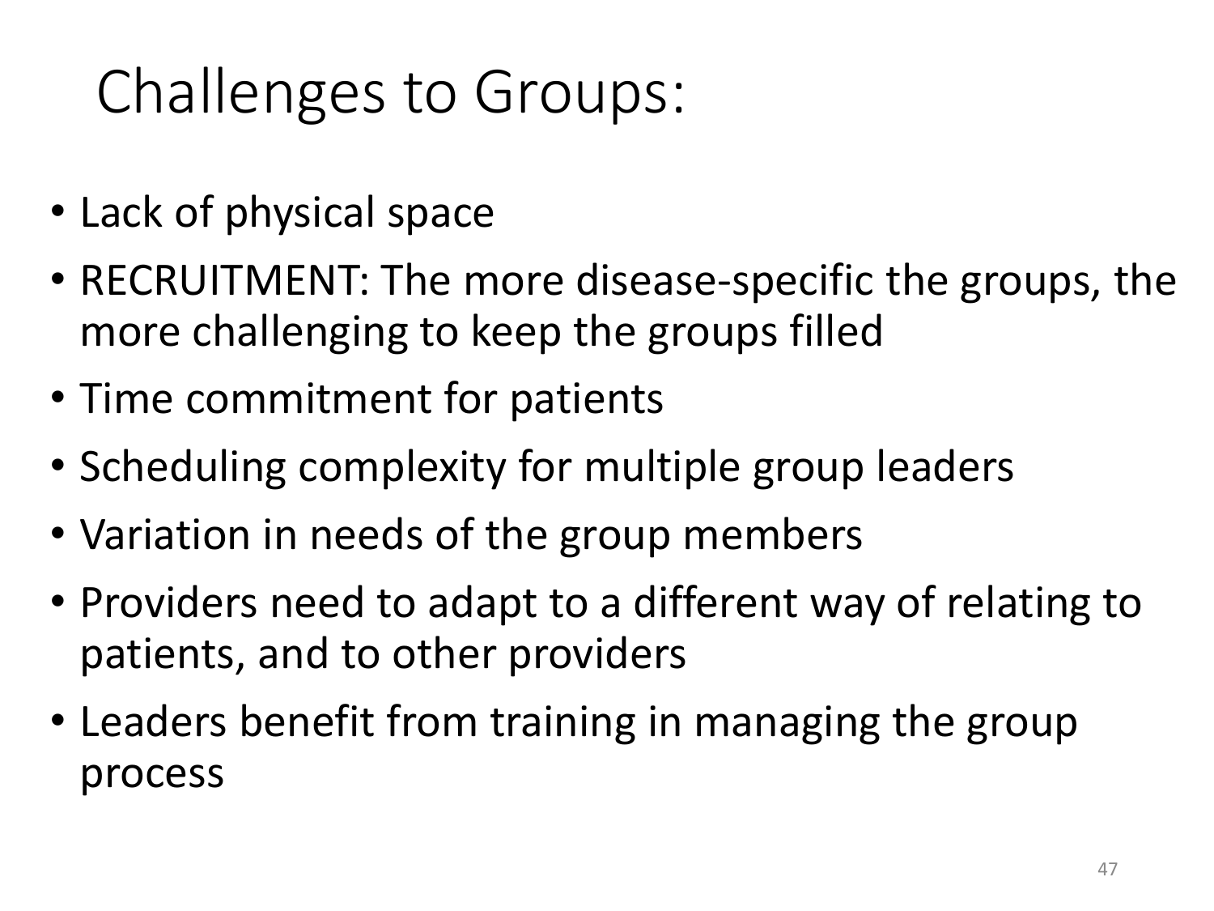# Challenges to Groups:

- Lack of physical space
- RECRUITMENT: The more disease-specific the groups, the more challenging to keep the groups filled
- Time commitment for patients
- Scheduling complexity for multiple group leaders
- Variation in needs of the group members
- Providers need to adapt to a different way of relating to patients, and to other providers
- Leaders benefit from training in managing the group process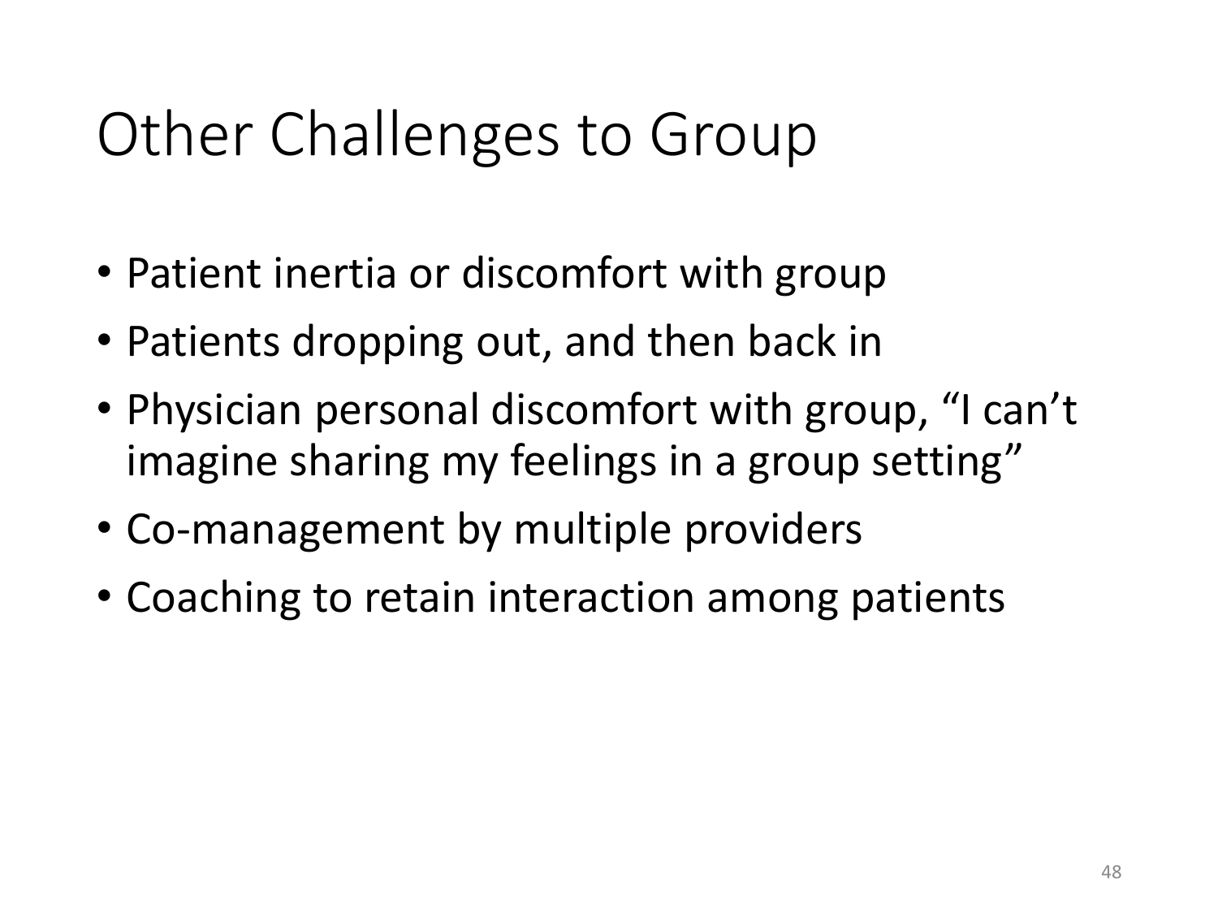# Other Challenges to Group

- Patient inertia or discomfort with group
- Patients dropping out, and then back in
- Physician personal discomfort with group, “I can’t imagine sharing my feelings in a group setting”
- Co-management by multiple providers
- Coaching to retain interaction among patients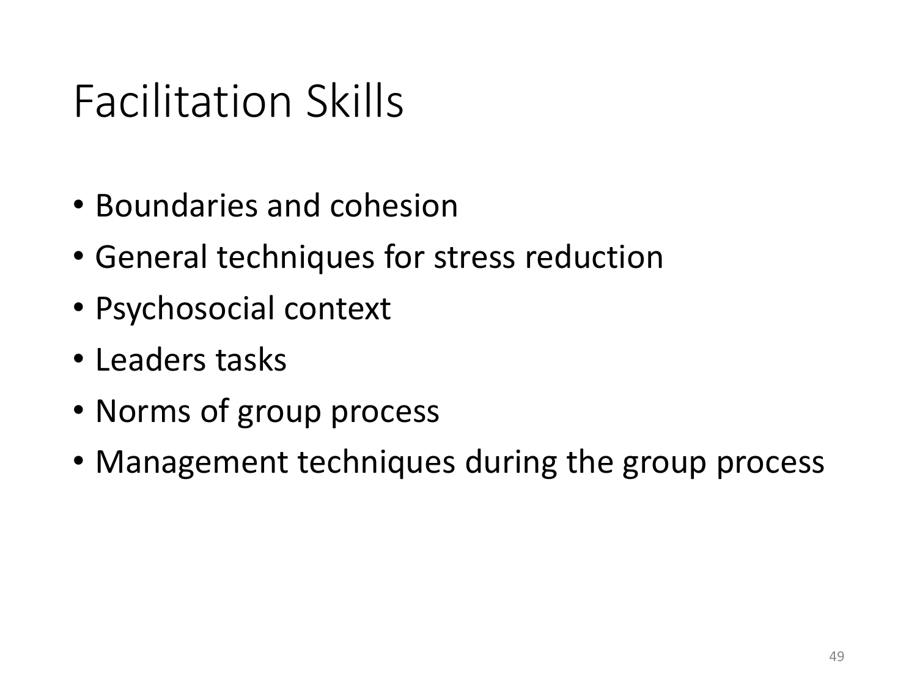# Facilitation Skills

- Boundaries and cohesion
- General techniques for stress reduction
- Psychosocial context
- Leaders tasks
- Norms of group process
- Management techniques during the group process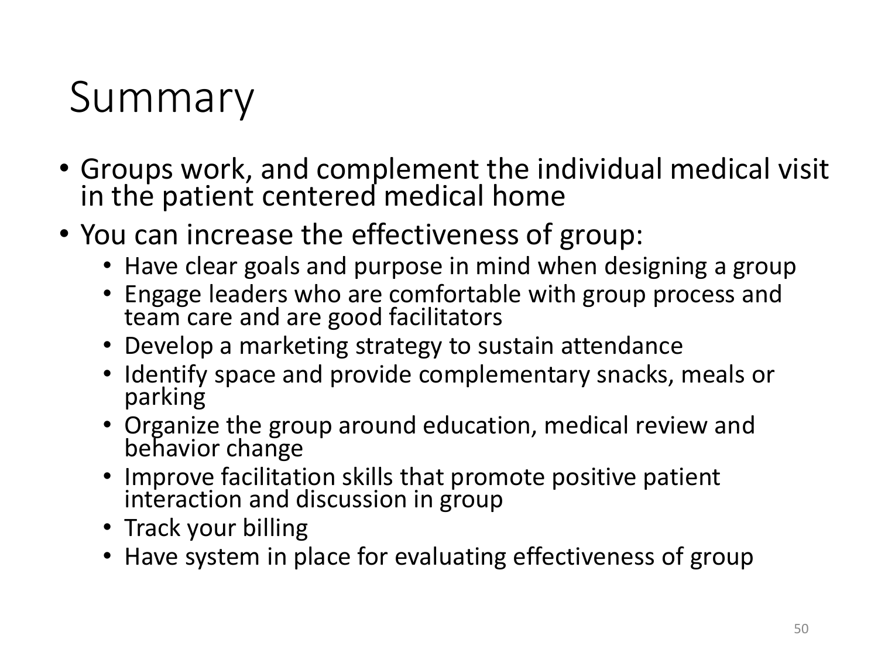# Summary

- Groups work, and complement the individual medical visit in the patient centered medical home
- You can increase the effectiveness of group:
  - Have clear goals and purpose in mind when designing a group
  - Engage leaders who are comfortable with group process and team care and are good facilitators
  - Develop a marketing strategy to sustain attendance
  - Identify space and provide complementary snacks, meals or parking
  - Organize the group around education, medical review and behavior change
  - Improve facilitation skills that promote positive patient interaction and discussion in group
  - Track your billing
  - Have system in place for evaluating effectiveness of group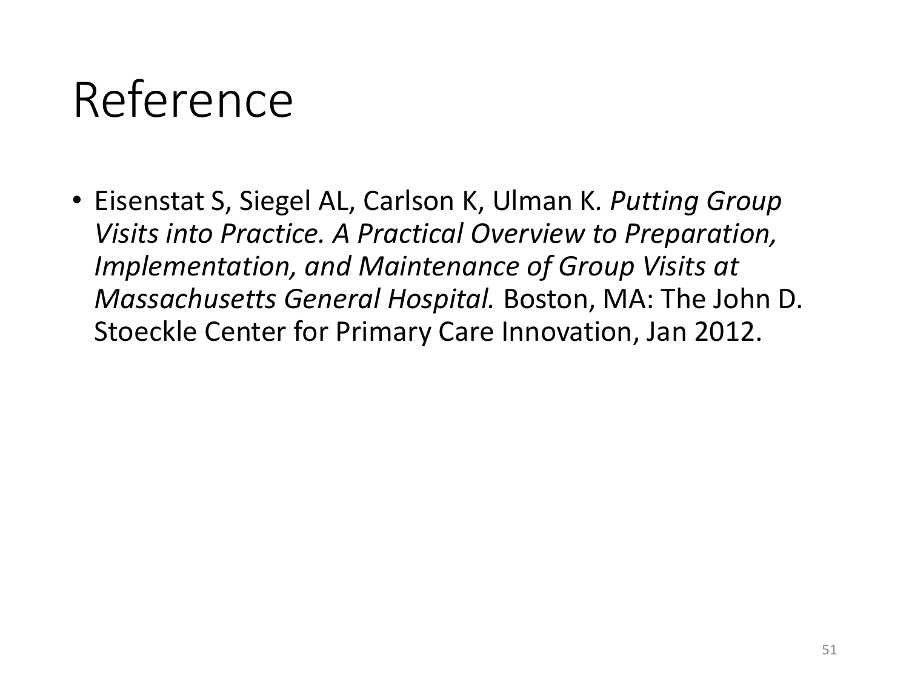# Reference

- Eisenstat S, Siegel AL, Carlson K, Ulman K. *Putting Group Visits into Practice. A Practical Overview to Preparation, Implementation, and Maintenance of Group Visits at Massachusetts General Hospital.* Boston, MA: The John D. Stoeckle Center for Primary Care Innovation, Jan 2012.